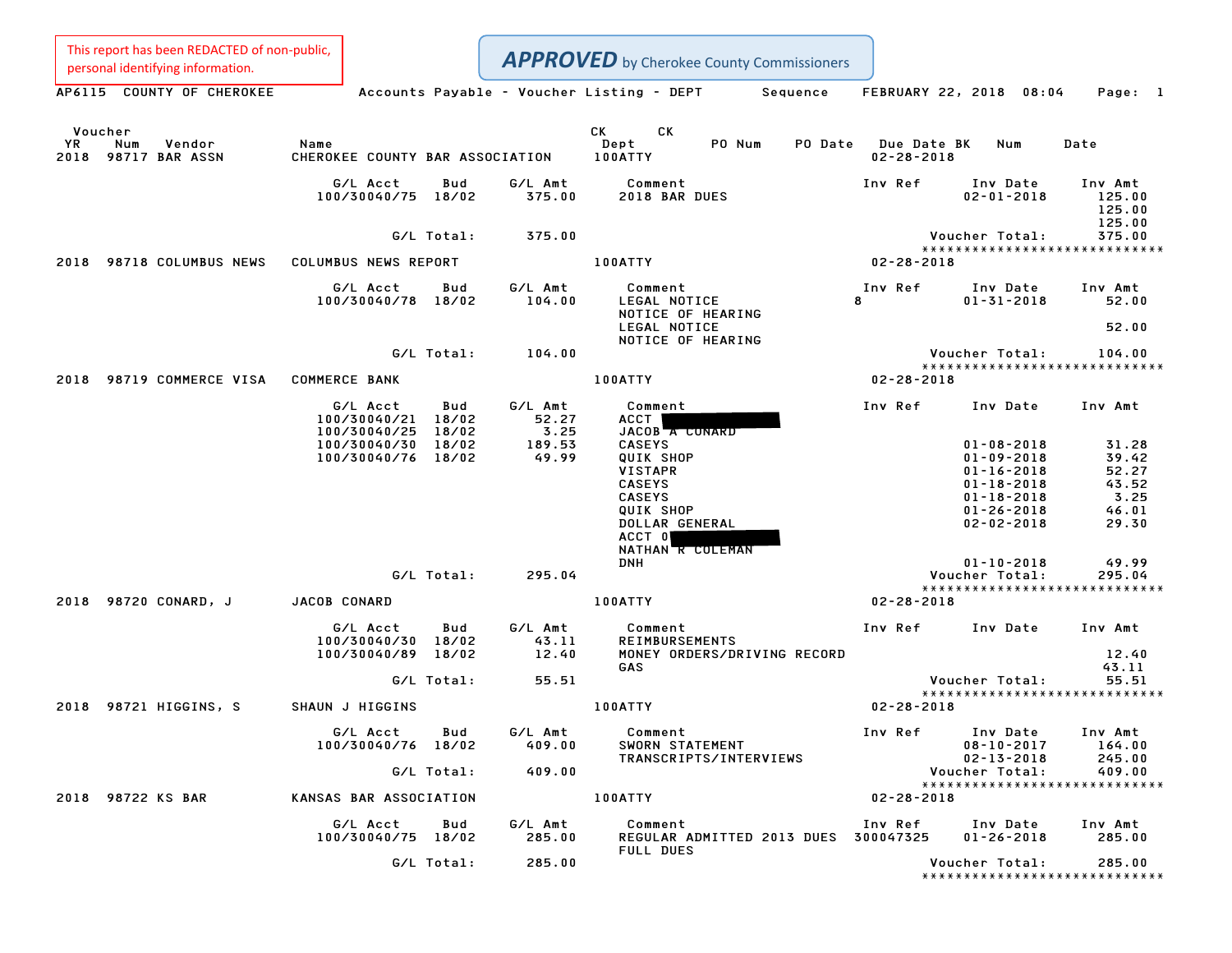This report has been REDACTED of non-public, personal identifying information.

**APPROVED** by Cherokee County Commissioners

AP6115 COUNTY OF CHEROKEE — Accounts Payable - Voucher Listing - DEPT Sequence — FEBRUARY 22, 2018 08:04

| Voucher YR | Num | Vendor | Name | CK Dept | PO Num | PO Date | Due Date | CK BK | Num | Date |
|---|---|---|---|---|---|---|---|---|---|---|
| 2018 | 98717 | BAR ASSN | CHEROKEE COUNTY BAR ASSOCIATION | 100ATTY | | | 02-28-2018 | | | |

| G/L Acct | Bud | G/L Amt | Comment | Inv Ref | Inv Date | Inv Amt |
|---|---|---|---|---|---|---|
| 100/30040/75 | 18/02 | 375.00 | 2018 BAR DUES | | 02-01-2018 | 125.00 |
| | | | | | | 125.00 |
| | | | | | | 125.00 |
| G/L Total: | | 375.00 | | | Voucher Total: | 375.00 |

| Voucher YR | Num | Vendor | Name | CK Dept | Due Date |
|---|---|---|---|---|---|
| 2018 | 98718 | COLUMBUS NEWS | COLUMBUS NEWS REPORT | 100ATTY | 02-28-2018 |

| G/L Acct | Bud | G/L Amt | Comment | Inv Ref | Inv Date | Inv Amt |
|---|---|---|---|---|---|---|
| 100/30040/78 | 18/02 | 104.00 | LEGAL NOTICE | 8 | 01-31-2018 | 52.00 |
| | | | NOTICE OF HEARING | | | |
| | | | LEGAL NOTICE | | | 52.00 |
| | | | NOTICE OF HEARING | | | |
| G/L Total: | | 104.00 | | | Voucher Total: | 104.00 |

| Voucher YR | Num | Vendor | Name | CK Dept | Due Date |
|---|---|---|---|---|---|
| 2018 | 98719 | COMMERCE VISA | COMMERCE BANK | 100ATTY | 02-28-2018 |

| G/L Acct | Bud | G/L Amt | Comment | Inv Ref | Inv Date | Inv Amt |
|---|---|---|---|---|---|---|
| 100/30040/21 | 18/02 | 52.27 | ACCT [REDACTED] | | | |
| 100/30040/25 | 18/02 | 3.25 | JACOB A CONARD | | | |
| 100/30040/30 | 18/02 | 189.53 | CASEYS | | 01-08-2018 | 31.28 |
| 100/30040/76 | 18/02 | 49.99 | QUIK SHOP | | 01-09-2018 | 39.42 |
| | | | VISTAPR | | 01-16-2018 | 52.27 |
| | | | CASEYS | | 01-18-2018 | 43.52 |
| | | | CASEYS | | 01-18-2018 | 3.25 |
| | | | QUIK SHOP | | 01-26-2018 | 46.01 |
| | | | DOLLAR GENERAL | | 02-02-2018 | 29.30 |
| | | | ACCT 0[REDACTED] | | | |
| | | | NATHAN R COLEMAN | | | |
| | | | DNH | | 01-10-2018 | 49.99 |
| G/L Total: | | 295.04 | | | Voucher Total: | 295.04 |

| Voucher YR | Num | Vendor | Name | CK Dept | Due Date |
|---|---|---|---|---|---|
| 2018 | 98720 | CONARD, J | JACOB CONARD | 100ATTY | 02-28-2018 |

| G/L Acct | Bud | G/L Amt | Comment | Inv Ref | Inv Date | Inv Amt |
|---|---|---|---|---|---|---|
| 100/30040/30 | 18/02 | 43.11 | REIMBURSEMENTS | | | |
| 100/30040/89 | 18/02 | 12.40 | MONEY ORDERS/DRIVING RECORD | | | 12.40 |
| | | | GAS | | | 43.11 |
| G/L Total: | | 55.51 | | | Voucher Total: | 55.51 |

| Voucher YR | Num | Vendor | Name | CK Dept | Due Date |
|---|---|---|---|---|---|
| 2018 | 98721 | HIGGINS, S | SHAUN J HIGGINS | 100ATTY | 02-28-2018 |

| G/L Acct | Bud | G/L Amt | Comment | Inv Ref | Inv Date | Inv Amt |
|---|---|---|---|---|---|---|
| 100/30040/76 | 18/02 | 409.00 | SWORN STATEMENT | | 08-10-2017 | 164.00 |
| | | | TRANSCRIPTS/INTERVIEWS | | 02-13-2018 | 245.00 |
| G/L Total: | | 409.00 | | | Voucher Total: | 409.00 |

| Voucher YR | Num | Vendor | Name | CK Dept | Due Date |
|---|---|---|---|---|---|
| 2018 | 98722 | KS BAR | KANSAS BAR ASSOCIATION | 100ATTY | 02-28-2018 |

| G/L Acct | Bud | G/L Amt | Comment | Inv Ref | Inv Date | Inv Amt |
|---|---|---|---|---|---|---|
| 100/30040/75 | 18/02 | 285.00 | REGULAR ADMITTED 2013 DUES | 300047325 | 01-26-2018 | 285.00 |
| | | | FULL DUES | | | |
| G/L Total: | | 285.00 | | | Voucher Total: | 285.00 |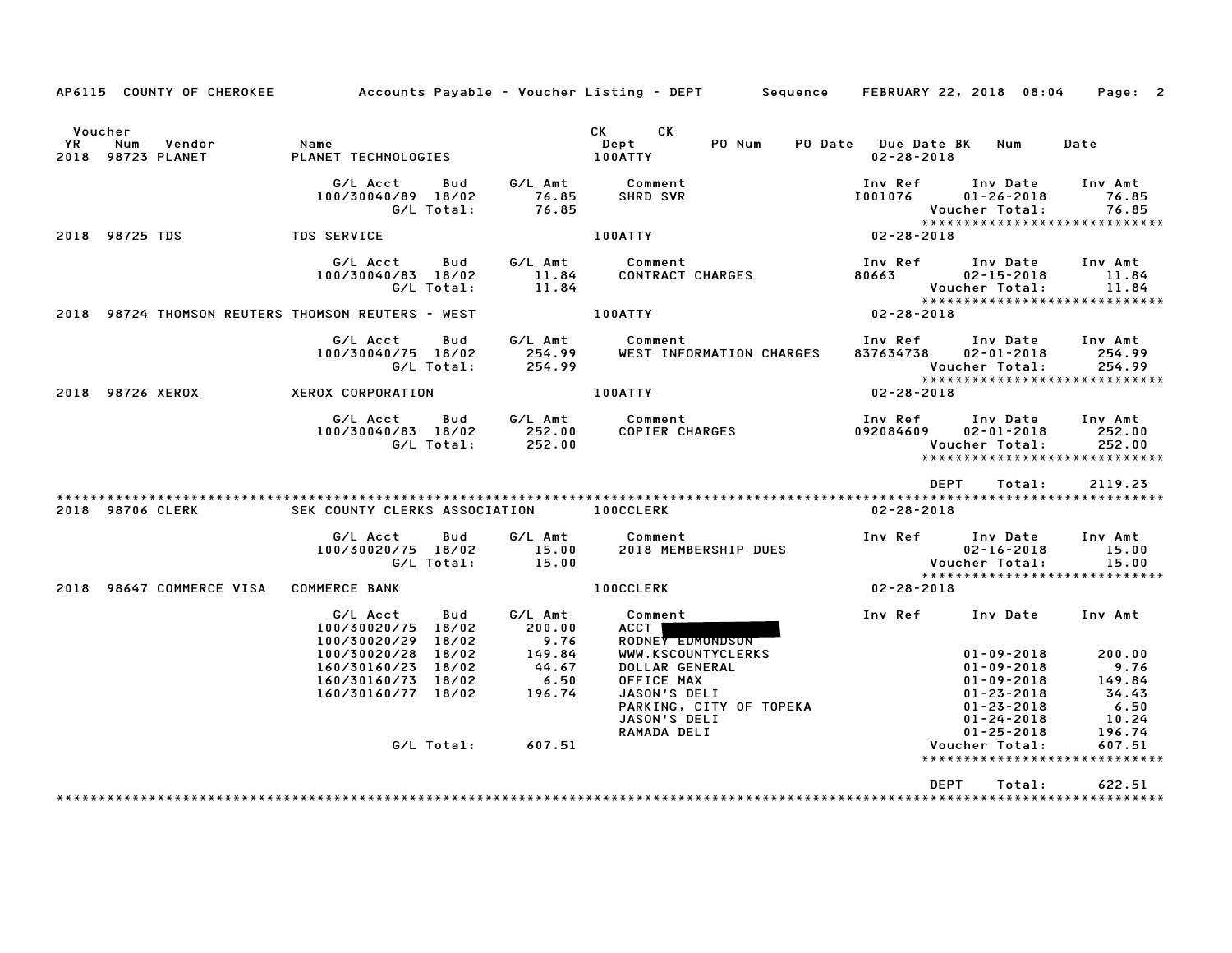AP6115 COUNTY OF CHEROKEE — Accounts Payable - Voucher Listing - DEPT — Sequence — FEBRUARY 22, 2018 08:04

| Voucher YR | Num | Vendor | Name | CK Dept | CK | PO Num | PO Date | Due Date BK | Num | Date |
|---|---|---|---|---|---|---|---|---|---|---|
| 2018 | 98723 | PLANET | PLANET TECHNOLOGIES | 100ATTY | | | | 02-28-2018 | | |

| G/L Acct | Bud | G/L Amt | Comment | Inv Ref | Inv Date | Inv Amt |
|---|---|---|---|---|---|---|
| 100/30040/89 | 18/02 | 76.85 | SHRD SVR | I001076 | 01-26-2018 | 76.85 |
| | G/L Total: | 76.85 | | | Voucher Total: | 76.85 |

| YR | Num | Vendor | Name | Dept | Due Date |
|---|---|---|---|---|---|
| 2018 | 98725 | TDS | TDS SERVICE | 100ATTY | 02-28-2018 |

| G/L Acct | Bud | G/L Amt | Comment | Inv Ref | Inv Date | Inv Amt |
|---|---|---|---|---|---|---|
| 100/30040/83 | 18/02 | 11.84 | CONTRACT CHARGES | 80663 | 02-15-2018 | 11.84 |
| | G/L Total: | 11.84 | | | Voucher Total: | 11.84 |

| YR | Num | Vendor | Name | Dept | Due Date |
|---|---|---|---|---|---|
| 2018 | 98724 | THOMSON REUTERS | THOMSON REUTERS - WEST | 100ATTY | 02-28-2018 |

| G/L Acct | Bud | G/L Amt | Comment | Inv Ref | Inv Date | Inv Amt |
|---|---|---|---|---|---|---|
| 100/30040/75 | 18/02 | 254.99 | WEST INFORMATION CHARGES | 837634738 | 02-01-2018 | 254.99 |
| | G/L Total: | 254.99 | | | Voucher Total: | 254.99 |

| YR | Num | Vendor | Name | Dept | Due Date |
|---|---|---|---|---|---|
| 2018 | 98726 | XEROX | XEROX CORPORATION | 100ATTY | 02-28-2018 |

| G/L Acct | Bud | G/L Amt | Comment | Inv Ref | Inv Date | Inv Amt |
|---|---|---|---|---|---|---|
| 100/30040/83 | 18/02 | 252.00 | COPIER CHARGES | 092084609 | 02-01-2018 | 252.00 |
| | G/L Total: | 252.00 | | | Voucher Total: | 252.00 |

DEPT Total: 2119.23

| YR | Num | Vendor | Name | Dept | Due Date |
|---|---|---|---|---|---|
| 2018 | 98706 | CLERK | SEK COUNTY CLERKS ASSOCIATION | 100CCLERK | 02-28-2018 |

| G/L Acct | Bud | G/L Amt | Comment | Inv Ref | Inv Date | Inv Amt |
|---|---|---|---|---|---|---|
| 100/30020/75 | 18/02 | 15.00 | 2018 MEMBERSHIP DUES | | 02-16-2018 | 15.00 |
| | G/L Total: | 15.00 | | | Voucher Total: | 15.00 |

| YR | Num | Vendor | Name | Dept | Due Date |
|---|---|---|---|---|---|
| 2018 | 98647 | COMMERCE VISA | COMMERCE BANK | 100CCLERK | 02-28-2018 |

| G/L Acct | Bud | G/L Amt | Comment | Inv Ref | Inv Date | Inv Amt |
|---|---|---|---|---|---|---|
| 100/30020/75 | 18/02 | 200.00 | ACCT [REDACTED] | | | |
| 100/30020/29 | 18/02 | 9.76 | RODNEY EDMONDSON | | | |
| 100/30020/28 | 18/02 | 149.84 | WWW.KSCOUNTYCLERKS | | 01-09-2018 | 200.00 |
| 160/30160/23 | 18/02 | 44.67 | DOLLAR GENERAL | | 01-09-2018 | 9.76 |
| 160/30160/73 | 18/02 | 6.50 | OFFICE MAX | | 01-09-2018 | 149.84 |
| 160/30160/77 | 18/02 | 196.74 | JASON'S DELI | | 01-23-2018 | 34.43 |
| | | | PARKING, CITY OF TOPEKA | | 01-23-2018 | 6.50 |
| | | | JASON'S DELI | | 01-24-2018 | 10.24 |
| | | | RAMADA DELI | | 01-25-2018 | 196.74 |
| | G/L Total: | 607.51 | | | Voucher Total: | 607.51 |

DEPT Total: 622.51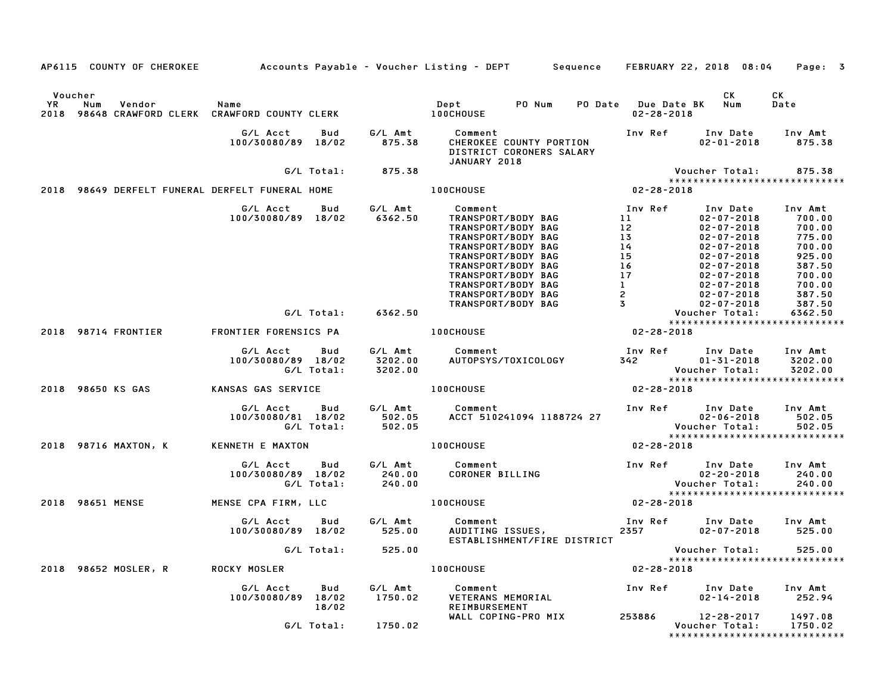AP6115 COUNTY OF CHEROKEE Accounts Payable - Voucher Listing - DEPT Sequence FEBRUARY 22, 2018 08:04 Page: 3

| Voucher YR | Num | Vendor | Name | Dept | PO Num | PO Date | Due Date BK | CK Num | CK Date |
|---|---|---|---|---|---|---|---|---|---|
| 2018 | 98648 | CRAWFORD CLERK | CRAWFORD COUNTY CLERK | 100CHOUSE | | | 02-28-2018 | | |

| G/L Acct | Bud | G/L Amt | Comment | Inv Ref | Inv Date | Inv Amt |
|---|---|---|---|---|---|---|
| 100/30080/89 | 18/02 | 875.38 | CHEROKEE COUNTY PORTION DISTRICT CORONERS SALARY JANUARY 2018 | | 02-01-2018 | 875.38 |
| | G/L Total: | 875.38 | | | Voucher Total: | 875.38 |

****************************

| Voucher YR | Num | Vendor | Name | Dept | Due Date |
|---|---|---|---|---|---|
| 2018 | 98649 | DERFELT FUNERAL | DERFELT FUNERAL HOME | 100CHOUSE | 02-28-2018 |

| G/L Acct | Bud | G/L Amt | Comment | Inv Ref | Inv Date | Inv Amt |
|---|---|---|---|---|---|---|
| 100/30080/89 | 18/02 | 6362.50 | TRANSPORT/BODY BAG | 11 | 02-07-2018 | 700.00 |
| | | | TRANSPORT/BODY BAG | 12 | 02-07-2018 | 700.00 |
| | | | TRANSPORT/BODY BAG | 13 | 02-07-2018 | 775.00 |
| | | | TRANSPORT/BODY BAG | 14 | 02-07-2018 | 700.00 |
| | | | TRANSPORT/BODY BAG | 15 | 02-07-2018 | 925.00 |
| | | | TRANSPORT/BODY BAG | 16 | 02-07-2018 | 387.50 |
| | | | TRANSPORT/BODY BAG | 17 | 02-07-2018 | 700.00 |
| | | | TRANSPORT/BODY BAG | 1 | 02-07-2018 | 700.00 |
| | | | TRANSPORT/BODY BAG | 2 | 02-07-2018 | 387.50 |
| | | | TRANSPORT/BODY BAG | 3 | 02-07-2018 | 387.50 |
| | G/L Total: | 6362.50 | | | Voucher Total: | 6362.50 |

****************************

| Voucher YR | Num | Vendor | Name | Dept | Due Date |
|---|---|---|---|---|---|
| 2018 | 98714 | FRONTIER | FRONTIER FORENSICS PA | 100CHOUSE | 02-28-2018 |

| G/L Acct | Bud | G/L Amt | Comment | Inv Ref | Inv Date | Inv Amt |
|---|---|---|---|---|---|---|
| 100/30080/89 | 18/02 | 3202.00 | AUTOPSYS/TOXICOLOGY | 342 | 01-31-2018 | 3202.00 |
| | G/L Total: | 3202.00 | | | Voucher Total: | 3202.00 |

****************************

| Voucher YR | Num | Vendor | Name | Dept | Due Date |
|---|---|---|---|---|---|
| 2018 | 98650 | KS GAS | KANSAS GAS SERVICE | 100CHOUSE | 02-28-2018 |

| G/L Acct | Bud | G/L Amt | Comment | Inv Ref | Inv Date | Inv Amt |
|---|---|---|---|---|---|---|
| 100/30080/81 | 18/02 | 502.05 | ACCT 510241094 1188724 27 | | 02-06-2018 | 502.05 |
| | G/L Total: | 502.05 | | | Voucher Total: | 502.05 |

****************************

| Voucher YR | Num | Vendor | Name | Dept | Due Date |
|---|---|---|---|---|---|
| 2018 | 98716 | MAXTON, K | KENNETH E MAXTON | 100CHOUSE | 02-28-2018 |

| G/L Acct | Bud | G/L Amt | Comment | Inv Ref | Inv Date | Inv Amt |
|---|---|---|---|---|---|---|
| 100/30080/89 | 18/02 | 240.00 | CORONER BILLING | | 02-20-2018 | 240.00 |
| | G/L Total: | 240.00 | | | Voucher Total: | 240.00 |

****************************

| Voucher YR | Num | Vendor | Name | Dept | Due Date |
|---|---|---|---|---|---|
| 2018 | 98651 | MENSE | MENSE CPA FIRM, LLC | 100CHOUSE | 02-28-2018 |

| G/L Acct | Bud | G/L Amt | Comment | Inv Ref | Inv Date | Inv Amt |
|---|---|---|---|---|---|---|
| 100/30080/89 | 18/02 | 525.00 | AUDITING ISSUES, ESTABLISHMENT/FIRE DISTRICT | 2357 | 02-07-2018 | 525.00 |
| | G/L Total: | 525.00 | | | Voucher Total: | 525.00 |

****************************

| Voucher YR | Num | Vendor | Name | Dept | Due Date |
|---|---|---|---|---|---|
| 2018 | 98652 | MOSLER, R | ROCKY MOSLER | 100CHOUSE | 02-28-2018 |

| G/L Acct | Bud | G/L Amt | Comment | Inv Ref | Inv Date | Inv Amt |
|---|---|---|---|---|---|---|
| 100/30080/89 | 18/02 | 1750.02 | VETERANS MEMORIAL REIMBURSEMENT | | 02-14-2018 | 252.94 |
| | 18/02 | | WALL COPING-PRO MIX | 253886 | 12-28-2017 | 1497.08 |
| | G/L Total: | 1750.02 | | | Voucher Total: | 1750.02 |

****************************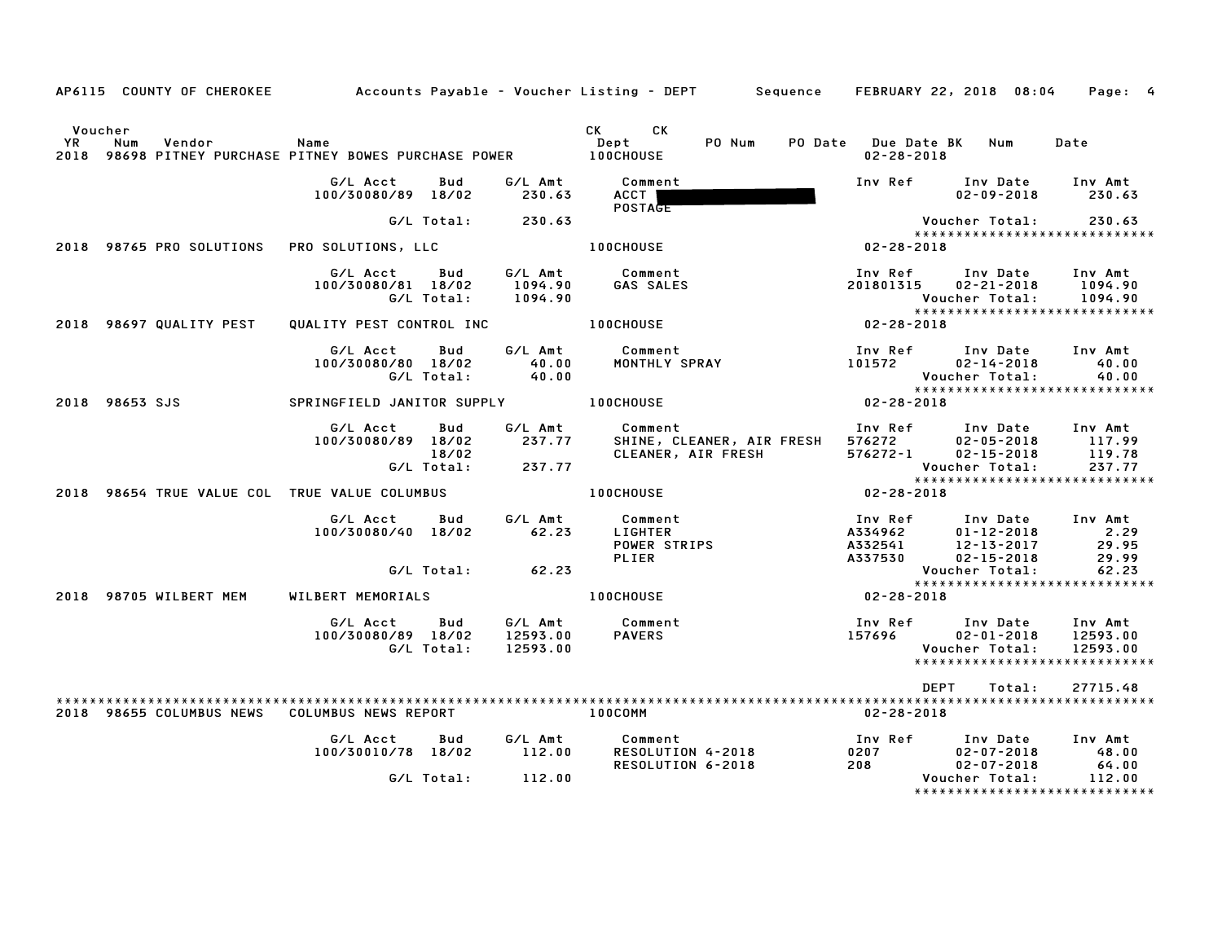AP6115 COUNTY OF CHEROKEE — Accounts Payable - Voucher Listing - DEPT — Sequence — FEBRUARY 22, 2018 08:04

| Voucher YR | Num | Vendor | Name | CK Dept | CK | PO Num | PO Date | Due Date | BK | Num | Date |
|---|---|---|---|---|---|---|---|---|---|---|---|
| 2018 | 98698 | PITNEY PURCHASE | PITNEY BOWES PURCHASE POWER | 100CHOUSE | | | | 02-28-2018 | | | |

| G/L Acct | Bud | G/L Amt | Comment | Inv Ref | Inv Date | Inv Amt |
|---|---|---|---|---|---|---|
| 100/30080/89 | 18/02 | 230.63 | ACCT [redacted] POSTAGE | | 02-09-2018 | 230.63 |
| | G/L Total: | 230.63 | | | Voucher Total: | 230.63 |

| 2018 | 98765 | PRO SOLUTIONS | PRO SOLUTIONS, LLC | 100CHOUSE | 02-28-2018 |
|---|---|---|---|---|---|

| G/L Acct | Bud | G/L Amt | Comment | Inv Ref | Inv Date | Inv Amt |
|---|---|---|---|---|---|---|
| 100/30080/81 | 18/02 | 1094.90 | GAS SALES | 201801315 | 02-21-2018 | 1094.90 |
| | G/L Total: | 1094.90 | | | Voucher Total: | 1094.90 |

| 2018 | 98697 | QUALITY PEST | QUALITY PEST CONTROL INC | 100CHOUSE | 02-28-2018 |
|---|---|---|---|---|---|

| G/L Acct | Bud | G/L Amt | Comment | Inv Ref | Inv Date | Inv Amt |
|---|---|---|---|---|---|---|
| 100/30080/80 | 18/02 | 40.00 | MONTHLY SPRAY | 101572 | 02-14-2018 | 40.00 |
| | G/L Total: | 40.00 | | | Voucher Total: | 40.00 |

| 2018 | 98653 | SJS | SPRINGFIELD JANITOR SUPPLY | 100CHOUSE | 02-28-2018 |
|---|---|---|---|---|---|

| G/L Acct | Bud | G/L Amt | Comment | Inv Ref | Inv Date | Inv Amt |
|---|---|---|---|---|---|---|
| 100/30080/89 | 18/02 | 237.77 | SHINE, CLEANER, AIR FRESH | 576272 | 02-05-2018 | 117.99 |
| | 18/02 | | CLEANER, AIR FRESH | 576272-1 | 02-15-2018 | 119.78 |
| | G/L Total: | 237.77 | | | Voucher Total: | 237.77 |

| 2018 | 98654 | TRUE VALUE COL | TRUE VALUE COLUMBUS | 100CHOUSE | 02-28-2018 |
|---|---|---|---|---|---|

| G/L Acct | Bud | G/L Amt | Comment | Inv Ref | Inv Date | Inv Amt |
|---|---|---|---|---|---|---|
| 100/30080/40 | 18/02 | 62.23 | LIGHTER | A334962 | 01-12-2018 | 2.29 |
| | | | POWER STRIPS | A332541 | 12-13-2017 | 29.95 |
| | | | PLIER | A337530 | 02-15-2018 | 29.99 |
| | G/L Total: | 62.23 | | | Voucher Total: | 62.23 |

| 2018 | 98705 | WILBERT MEM | WILBERT MEMORIALS | 100CHOUSE | 02-28-2018 |
|---|---|---|---|---|---|

| G/L Acct | Bud | G/L Amt | Comment | Inv Ref | Inv Date | Inv Amt |
|---|---|---|---|---|---|---|
| 100/30080/89 | 18/02 | 12593.00 | PAVERS | 157696 | 02-01-2018 | 12593.00 |
| | G/L Total: | 12593.00 | | | Voucher Total: | 12593.00 |

DEPT Total: 27715.48

| 2018 | 98655 | COLUMBUS NEWS | COLUMBUS NEWS REPORT | 100COMM | 02-28-2018 |
|---|---|---|---|---|---|

| G/L Acct | Bud | G/L Amt | Comment | Inv Ref | Inv Date | Inv Amt |
|---|---|---|---|---|---|---|
| 100/30010/78 | 18/02 | 112.00 | RESOLUTION 4-2018 | 0207 | 02-07-2018 | 48.00 |
| | | | RESOLUTION 6-2018 | 208 | 02-07-2018 | 64.00 |
| | G/L Total: | 112.00 | | | Voucher Total: | 112.00 |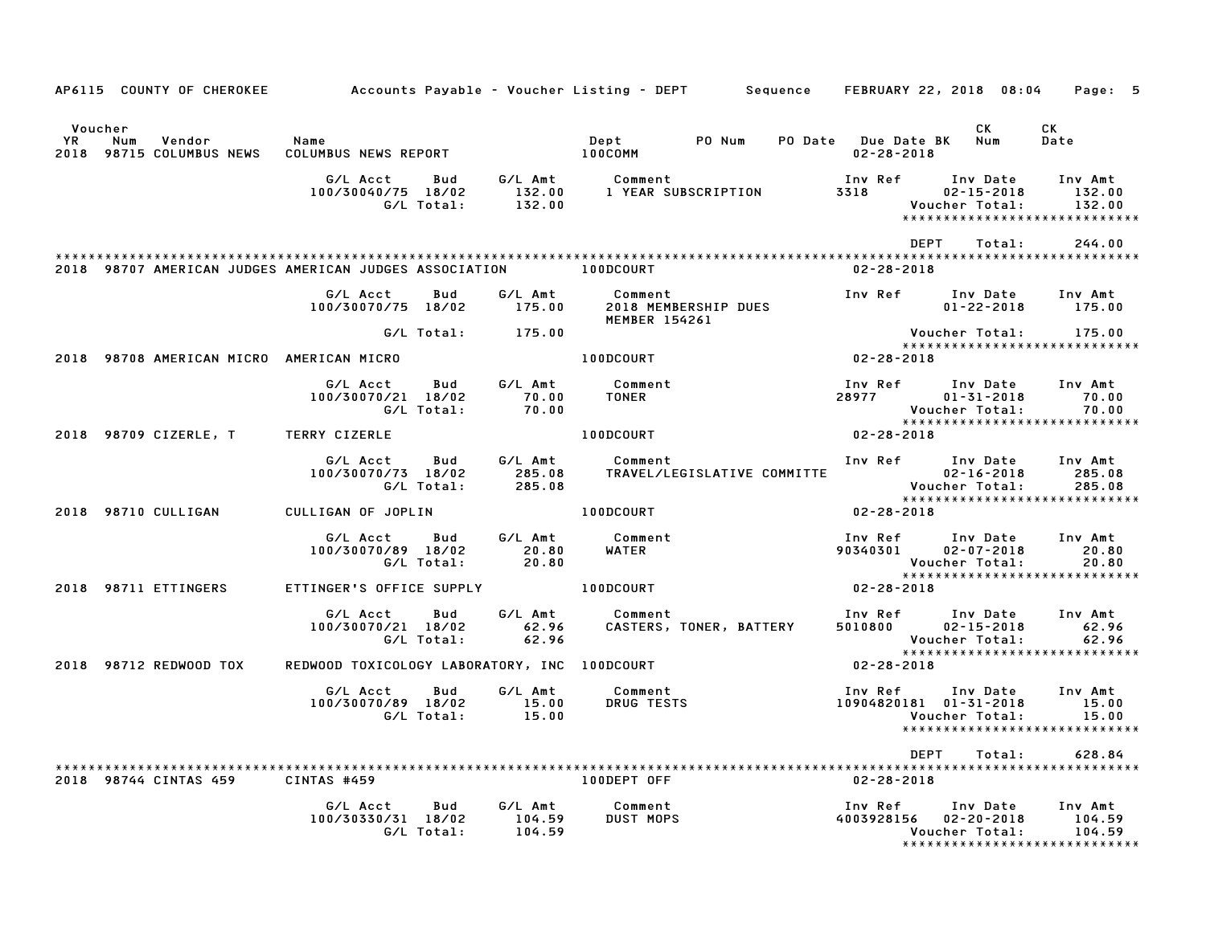AP6115 COUNTY OF CHEROKEE — Accounts Payable - Voucher Listing - DEPT — Sequence — FEBRUARY 22, 2018 08:04

| Voucher YR | Num | Vendor | Name | Dept | PO Num | PO Date | Due Date BK | CK Num | CK Date |
|---|---|---|---|---|---|---|---|---|---|
| 2018 | 98715 | COLUMBUS NEWS | COLUMBUS NEWS REPORT | 100COMM | | | 02-28-2018 | | |

| G/L Acct | Bud | G/L Amt | Comment | Inv Ref | Inv Date | Inv Amt |
|---|---|---|---|---|---|---|
| 100/30040/75 | 18/02 | 132.00 | 1 YEAR SUBSCRIPTION | 3318 | 02-15-2018 | 132.00 |
| | G/L Total: | 132.00 | | | Voucher Total: | 132.00 |

****************************

DEPT Total: 244.00

****************************

**2018 98707 AMERICAN JUDGES — AMERICAN JUDGES ASSOCIATION — 100DCOURT — 02-28-2018**

| G/L Acct | Bud | G/L Amt | Comment | Inv Ref | Inv Date | Inv Amt |
|---|---|---|---|---|---|---|
| 100/30070/75 | 18/02 | 175.00 | 2018 MEMBERSHIP DUES MEMBER 154261 | | 01-22-2018 | 175.00 |
| | G/L Total: | 175.00 | | | Voucher Total: | 175.00 |

****************************

**2018 98708 AMERICAN MICRO — AMERICAN MICRO — 100DCOURT — 02-28-2018**

| G/L Acct | Bud | G/L Amt | Comment | Inv Ref | Inv Date | Inv Amt |
|---|---|---|---|---|---|---|
| 100/30070/21 | 18/02 | 70.00 | TONER | 28977 | 01-31-2018 | 70.00 |
| | G/L Total: | 70.00 | | | Voucher Total: | 70.00 |

****************************

**2018 98709 CIZERLE, T — TERRY CIZERLE — 100DCOURT — 02-28-2018**

| G/L Acct | Bud | G/L Amt | Comment | Inv Ref | Inv Date | Inv Amt |
|---|---|---|---|---|---|---|
| 100/30070/73 | 18/02 | 285.08 | TRAVEL/LEGISLATIVE COMMITTE | | 02-16-2018 | 285.08 |
| | G/L Total: | 285.08 | | | Voucher Total: | 285.08 |

****************************

**2018 98710 CULLIGAN — CULLIGAN OF JOPLIN — 100DCOURT — 02-28-2018**

| G/L Acct | Bud | G/L Amt | Comment | Inv Ref | Inv Date | Inv Amt |
|---|---|---|---|---|---|---|
| 100/30070/89 | 18/02 | 20.80 | WATER | 90340301 | 02-07-2018 | 20.80 |
| | G/L Total: | 20.80 | | | Voucher Total: | 20.80 |

****************************

**2018 98711 ETTINGERS — ETTINGER'S OFFICE SUPPLY — 100DCOURT — 02-28-2018**

| G/L Acct | Bud | G/L Amt | Comment | Inv Ref | Inv Date | Inv Amt |
|---|---|---|---|---|---|---|
| 100/30070/21 | 18/02 | 62.96 | CASTERS, TONER, BATTERY | 5010800 | 02-15-2018 | 62.96 |
| | G/L Total: | 62.96 | | | Voucher Total: | 62.96 |

****************************

**2018 98712 REDWOOD TOX — REDWOOD TOXICOLOGY LABORATORY, INC — 100DCOURT — 02-28-2018**

| G/L Acct | Bud | G/L Amt | Comment | Inv Ref | Inv Date | Inv Amt |
|---|---|---|---|---|---|---|
| 100/30070/89 | 18/02 | 15.00 | DRUG TESTS | 10904820181 | 01-31-2018 | 15.00 |
| | G/L Total: | 15.00 | | | Voucher Total: | 15.00 |

****************************

DEPT Total: 628.84

****************************

**2018 98744 CINTAS 459 — CINTAS #459 — 100DEPT OFF — 02-28-2018**

| G/L Acct | Bud | G/L Amt | Comment | Inv Ref | Inv Date | Inv Amt |
|---|---|---|---|---|---|---|
| 100/30330/31 | 18/02 | 104.59 | DUST MOPS | 4003928156 | 02-20-2018 | 104.59 |
| | G/L Total: | 104.59 | | | Voucher Total: | 104.59 |

****************************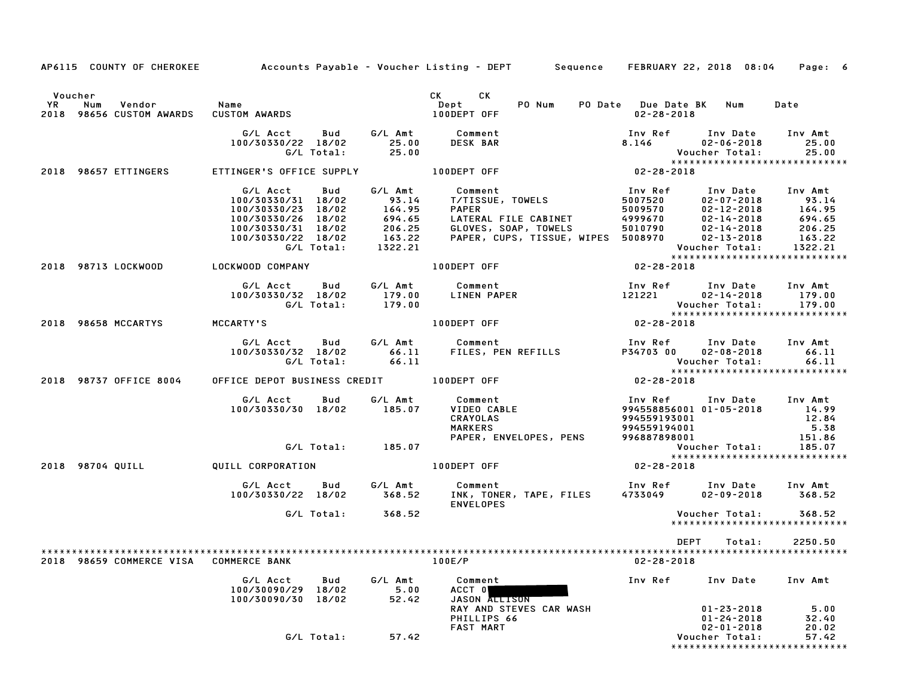AP6115 COUNTY OF CHEROKEE — Accounts Payable - Voucher Listing - DEPT — Sequence — FEBRUARY 22, 2018 08:04 — Page: 6

| Voucher YR | Num | Vendor | Name | CK Dept | CK | PO Num | PO Date | Due Date | BK | Num | Date |
|---|---|---|---|---|---|---|---|---|---|---|---|
| 2018 | 98656 | CUSTOM AWARDS | CUSTOM AWARDS | 100DEPT OFF | | | | 02-28-2018 | | | |

| G/L Acct | Bud | G/L Amt | Comment | Inv Ref | Inv Date | Inv Amt |
|---|---|---|---|---|---|---|
| 100/30330/22 | 18/02 | 25.00 | DESK BAR | 8.146 | 02-06-2018 | 25.00 |
| | G/L Total: | 25.00 | | | Voucher Total: | 25.00 |

****************************

| Voucher YR | Num | Vendor | Name | CK Dept | Due Date |
|---|---|---|---|---|---|
| 2018 | 98657 | ETTINGERS | ETTINGER'S OFFICE SUPPLY | 100DEPT OFF | 02-28-2018 |

| G/L Acct | Bud | G/L Amt | Comment | Inv Ref | Inv Date | Inv Amt |
|---|---|---|---|---|---|---|
| 100/30330/31 | 18/02 | 93.14 | T/TISSUE, TOWELS | 5007520 | 02-07-2018 | 93.14 |
| 100/30330/23 | 18/02 | 164.95 | PAPER | 5009570 | 02-12-2018 | 164.95 |
| 100/30330/26 | 18/02 | 694.65 | LATERAL FILE CABINET | 4999670 | 02-14-2018 | 694.65 |
| 100/30330/31 | 18/02 | 206.25 | GLOVES, SOAP, TOWELS | 5010790 | 02-14-2018 | 206.25 |
| 100/30330/22 | 18/02 | 163.22 | PAPER, CUPS, TISSUE, WIPES | 5008970 | 02-13-2018 | 163.22 |
| | G/L Total: | 1322.21 | | | Voucher Total: | 1322.21 |

****************************

| Voucher YR | Num | Vendor | Name | CK Dept | Due Date |
|---|---|---|---|---|---|
| 2018 | 98713 | LOCKWOOD | LOCKWOOD COMPANY | 100DEPT OFF | 02-28-2018 |

| G/L Acct | Bud | G/L Amt | Comment | Inv Ref | Inv Date | Inv Amt |
|---|---|---|---|---|---|---|
| 100/30330/32 | 18/02 | 179.00 | LINEN PAPER | 121221 | 02-14-2018 | 179.00 |
| | G/L Total: | 179.00 | | | Voucher Total: | 179.00 |

****************************

| Voucher YR | Num | Vendor | Name | CK Dept | Due Date |
|---|---|---|---|---|---|
| 2018 | 98658 | MCCARTYS | MCCARTY'S | 100DEPT OFF | 02-28-2018 |

| G/L Acct | Bud | G/L Amt | Comment | Inv Ref | Inv Date | Inv Amt |
|---|---|---|---|---|---|---|
| 100/30330/32 | 18/02 | 66.11 | FILES, PEN REFILLS | P34703 00 | 02-08-2018 | 66.11 |
| | G/L Total: | 66.11 | | | Voucher Total: | 66.11 |

****************************

| Voucher YR | Num | Vendor | Name | CK Dept | Due Date |
|---|---|---|---|---|---|
| 2018 | 98737 | OFFICE 8004 | OFFICE DEPOT BUSINESS CREDIT | 100DEPT OFF | 02-28-2018 |

| G/L Acct | Bud | G/L Amt | Comment | Inv Ref | Inv Date | Inv Amt |
|---|---|---|---|---|---|---|
| 100/30330/30 | 18/02 | 185.07 | VIDEO CABLE | 994558856001 | 01-05-2018 | 14.99 |
| | | | CRAYOLAS | 994559193001 | | 12.84 |
| | | | MARKERS | 994559194001 | | 5.38 |
| | | | PAPER, ENVELOPES, PENS | 996887898001 | | 151.86 |
| | G/L Total: | 185.07 | | | Voucher Total: | 185.07 |

****************************

| Voucher YR | Num | Vendor | Name | CK Dept | Due Date |
|---|---|---|---|---|---|
| 2018 | 98704 | QUILL | QUILL CORPORATION | 100DEPT OFF | 02-28-2018 |

| G/L Acct | Bud | G/L Amt | Comment | Inv Ref | Inv Date | Inv Amt |
|---|---|---|---|---|---|---|
| 100/30330/22 | 18/02 | 368.52 | INK, TONER, TAPE, FILES ENVELOPES | 4733049 | 02-09-2018 | 368.52 |
| | G/L Total: | 368.52 | | | Voucher Total: | 368.52 |

****************************

DEPT Total: 2250.50

****************************

| Voucher YR | Num | Vendor | Name | CK Dept | Due Date |
|---|---|---|---|---|---|
| 2018 | 98659 | COMMERCE VISA | COMMERCE BANK | 100E/P | 02-28-2018 |

| G/L Acct | Bud | G/L Amt | Comment | Inv Ref | Inv Date | Inv Amt |
|---|---|---|---|---|---|---|
| 100/30090/29 | 18/02 | 5.00 | ACCT 0[REDACTED] | | | |
| 100/30090/30 | 18/02 | 52.42 | JASON ALLISON | | | |
| | | | RAY AND STEVES CAR WASH | | 01-23-2018 | 5.00 |
| | | | PHILLIPS 66 | | 01-24-2018 | 32.40 |
| | | | FAST MART | | 02-01-2018 | 20.02 |
| | G/L Total: | 57.42 | | | Voucher Total: | 57.42 |

****************************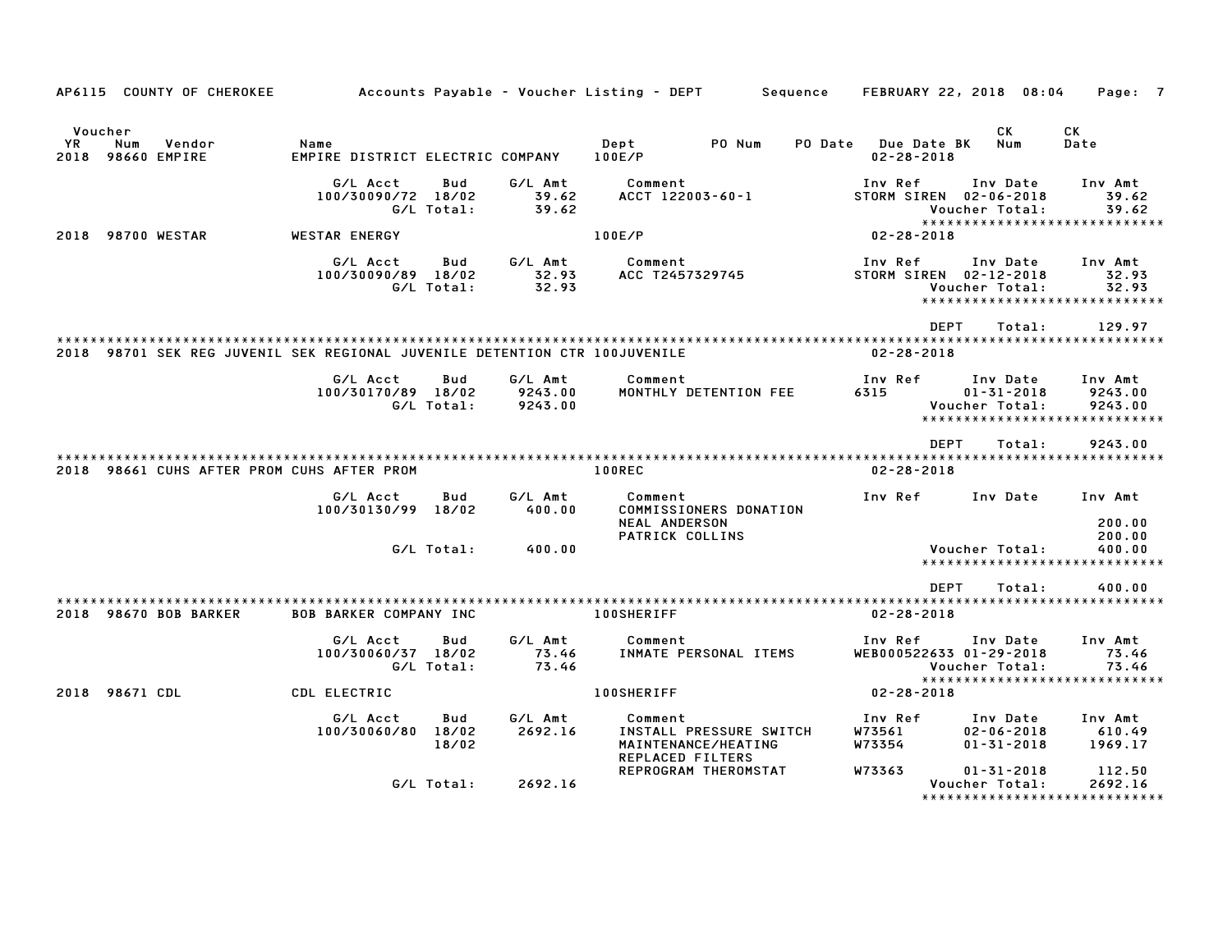AP6115 COUNTY OF CHEROKEE — Accounts Payable - Voucher Listing - DEPT — Sequence — FEBRUARY 22, 2018 08:04

| Voucher YR | Num | Vendor | Name | Dept | PO Num | PO Date | Due Date | BK | CK Num | CK Date |
|---|---|---|---|---|---|---|---|---|---|---|
| 2018 | 98660 | EMPIRE | EMPIRE DISTRICT ELECTRIC COMPANY | 100E/P | | | 02-28-2018 | | | |

| G/L Acct | Bud | G/L Amt | Comment | Inv Ref | Inv Date | Inv Amt |
|---|---|---|---|---|---|---|
| 100/30090/72 | 18/02 | 39.62 | ACCT 122003-60-1 | STORM SIREN | 02-06-2018 | 39.62 |
| | G/L Total: | 39.62 | | | Voucher Total: | 39.62 |

******************************

| Voucher YR | Num | Vendor | Name | Dept | Due Date |
|---|---|---|---|---|---|
| 2018 | 98700 | WESTAR | WESTAR ENERGY | 100E/P | 02-28-2018 |

| G/L Acct | Bud | G/L Amt | Comment | Inv Ref | Inv Date | Inv Amt |
|---|---|---|---|---|---|---|
| 100/30090/89 | 18/02 | 32.93 | ACC T2457329745 | STORM SIREN | 02-12-2018 | 32.93 |
| | G/L Total: | 32.93 | | | Voucher Total: | 32.93 |

******************************

DEPT Total: 129.97

******************************

| Voucher YR | Num | Vendor | Name | Dept | Due Date |
|---|---|---|---|---|---|
| 2018 | 98701 | SEK REG JUVENIL | SEK REGIONAL JUVENILE DETENTION CTR | 100JUVENILE | 02-28-2018 |

| G/L Acct | Bud | G/L Amt | Comment | Inv Ref | Inv Date | Inv Amt |
|---|---|---|---|---|---|---|
| 100/30170/89 | 18/02 | 9243.00 | MONTHLY DETENTION FEE | 6315 | 01-31-2018 | 9243.00 |
| | G/L Total: | 9243.00 | | | Voucher Total: | 9243.00 |

******************************

DEPT Total: 9243.00

******************************

| Voucher YR | Num | Vendor | Name | Dept | Due Date |
|---|---|---|---|---|---|
| 2018 | 98661 | CUHS AFTER PROM | CUHS AFTER PROM | 100REC | 02-28-2018 |

| G/L Acct | Bud | G/L Amt | Comment | Inv Ref | Inv Date | Inv Amt |
|---|---|---|---|---|---|---|
| 100/30130/99 | 18/02 | 400.00 | COMMISSIONERS DONATION | | | |
| | | | NEAL ANDERSON | | | 200.00 |
| | | | PATRICK COLLINS | | | 200.00 |
| | G/L Total: | 400.00 | | | Voucher Total: | 400.00 |

******************************

DEPT Total: 400.00

******************************

| Voucher YR | Num | Vendor | Name | Dept | Due Date |
|---|---|---|---|---|---|
| 2018 | 98670 | BOB BARKER | BOB BARKER COMPANY INC | 100SHERIFF | 02-28-2018 |

| G/L Acct | Bud | G/L Amt | Comment | Inv Ref | Inv Date | Inv Amt |
|---|---|---|---|---|---|---|
| 100/30060/37 | 18/02 | 73.46 | INMATE PERSONAL ITEMS | WEB000522633 | 01-29-2018 | 73.46 |
| | G/L Total: | 73.46 | | | Voucher Total: | 73.46 |

******************************

| Voucher YR | Num | Vendor | Name | Dept | Due Date |
|---|---|---|---|---|---|
| 2018 | 98671 | CDL | CDL ELECTRIC | 100SHERIFF | 02-28-2018 |

| G/L Acct | Bud | G/L Amt | Comment | Inv Ref | Inv Date | Inv Amt |
|---|---|---|---|---|---|---|
| 100/30060/80 | 18/02 | 2692.16 | INSTALL PRESSURE SWITCH | W73561 | 02-06-2018 | 610.49 |
| | 18/02 | | MAINTENANCE/HEATING | W73354 | 01-31-2018 | 1969.17 |
| | | | REPLACED FILTERS | | | |
| | | | REPROGRAM THEROMSTAT | W73363 | 01-31-2018 | 112.50 |
| | G/L Total: | 2692.16 | | | Voucher Total: | 2692.16 |

******************************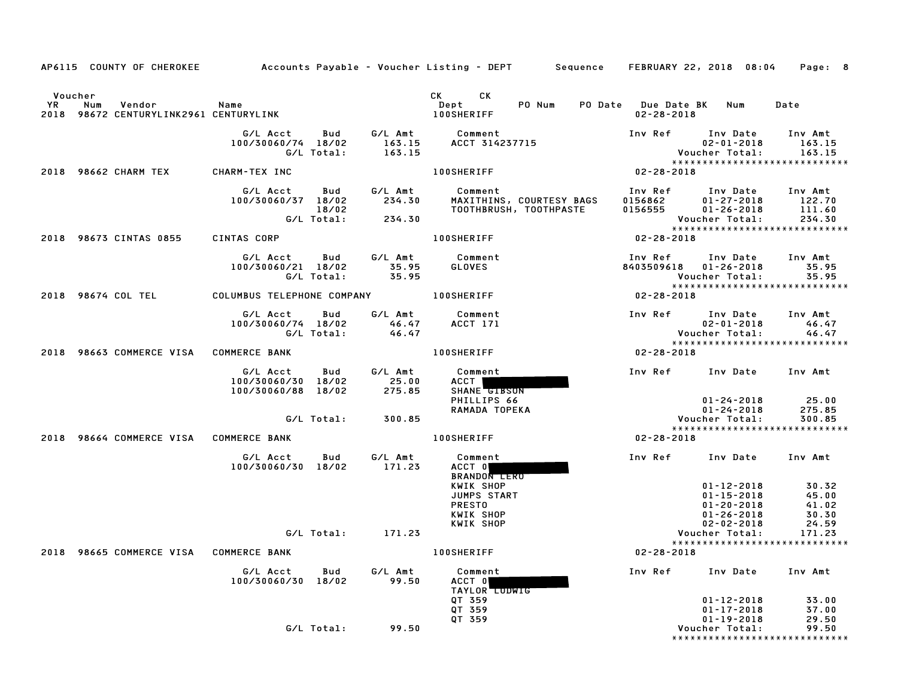AP6115 COUNTY OF CHEROKEE — Accounts Payable - Voucher Listing - DEPT — Sequence — FEBRUARY 22, 2018 08:04

| Voucher YR | Num | Vendor | Name | CK Dept | CK PO Num | PO Date | Due Date BK | Num | Date |
|---|---|---|---|---|---|---|---|---|---|
| 2018 | 98672 | CENTURYLINK2961 | CENTURYLINK | 100SHERIFF | | | 02-28-2018 | | |

| G/L Acct | Bud | G/L Amt | Comment | Inv Ref | Inv Date | Inv Amt |
|---|---|---|---|---|---|---|
| 100/30060/74 | 18/02 | 163.15 | ACCT 314237715 | | 02-01-2018 | 163.15 |
| | G/L Total: | 163.15 | | | Voucher Total: | 163.15 |

*****************************

2018 98662 CHARM TEX — CHARM-TEX INC — 100SHERIFF — 02-28-2018

| G/L Acct | Bud | G/L Amt | Comment | Inv Ref | Inv Date | Inv Amt |
|---|---|---|---|---|---|---|
| 100/30060/37 | 18/02 | 234.30 | MAXITHINS, COURTESY BAGS | 0156862 | 01-27-2018 | 122.70 |
| | 18/02 | | TOOTHBRUSH, TOOTHPASTE | 0156555 | 01-26-2018 | 111.60 |
| | G/L Total: | 234.30 | | | Voucher Total: | 234.30 |

*****************************

2018 98673 CINTAS 0855 — CINTAS CORP — 100SHERIFF — 02-28-2018

| G/L Acct | Bud | G/L Amt | Comment | Inv Ref | Inv Date | Inv Amt |
|---|---|---|---|---|---|---|
| 100/30060/21 | 18/02 | 35.95 | GLOVES | 8403509618 | 01-26-2018 | 35.95 |
| | G/L Total: | 35.95 | | | Voucher Total: | 35.95 |

*****************************

2018 98674 COL TEL — COLUMBUS TELEPHONE COMPANY — 100SHERIFF — 02-28-2018

| G/L Acct | Bud | G/L Amt | Comment | Inv Ref | Inv Date | Inv Amt |
|---|---|---|---|---|---|---|
| 100/30060/74 | 18/02 | 46.47 | ACCT 171 | | 02-01-2018 | 46.47 |
| | G/L Total: | 46.47 | | | Voucher Total: | 46.47 |

*****************************

2018 98663 COMMERCE VISA — COMMERCE BANK — 100SHERIFF — 02-28-2018

| G/L Acct | Bud | G/L Amt | Comment | Inv Ref | Inv Date | Inv Amt |
|---|---|---|---|---|---|---|
| 100/30060/30 | 18/02 | 25.00 | ACCT [REDACTED] | | | |
| 100/30060/88 | 18/02 | 275.85 | SHANE GIBSON | | | |
| | | | PHILLIPS 66 | | 01-24-2018 | 25.00 |
| | | | RAMADA TOPEKA | | 01-24-2018 | 275.85 |
| | G/L Total: | 300.85 | | | Voucher Total: | 300.85 |

*****************************

2018 98664 COMMERCE VISA — COMMERCE BANK — 100SHERIFF — 02-28-2018

| G/L Acct | Bud | G/L Amt | Comment | Inv Ref | Inv Date | Inv Amt |
|---|---|---|---|---|---|---|
| 100/30060/30 | 18/02 | 171.23 | ACCT 0[REDACTED] | | | |
| | | | BRANDON LERO | | | |
| | | | KWIK SHOP | | 01-12-2018 | 30.32 |
| | | | JUMPS START | | 01-15-2018 | 45.00 |
| | | | PRESTO | | 01-20-2018 | 41.02 |
| | | | KWIK SHOP | | 01-26-2018 | 30.30 |
| | | | KWIK SHOP | | 02-02-2018 | 24.59 |
| | G/L Total: | 171.23 | | | Voucher Total: | 171.23 |

*****************************

2018 98665 COMMERCE VISA — COMMERCE BANK — 100SHERIFF — 02-28-2018

| G/L Acct | Bud | G/L Amt | Comment | Inv Ref | Inv Date | Inv Amt |
|---|---|---|---|---|---|---|
| 100/30060/30 | 18/02 | 99.50 | ACCT 0[REDACTED] | | | |
| | | | TAYLOR LUDWIG | | | |
| | | | QT 359 | | 01-12-2018 | 33.00 |
| | | | QT 359 | | 01-17-2018 | 37.00 |
| | | | QT 359 | | 01-19-2018 | 29.50 |
| | G/L Total: | 99.50 | | | Voucher Total: | 99.50 |

*****************************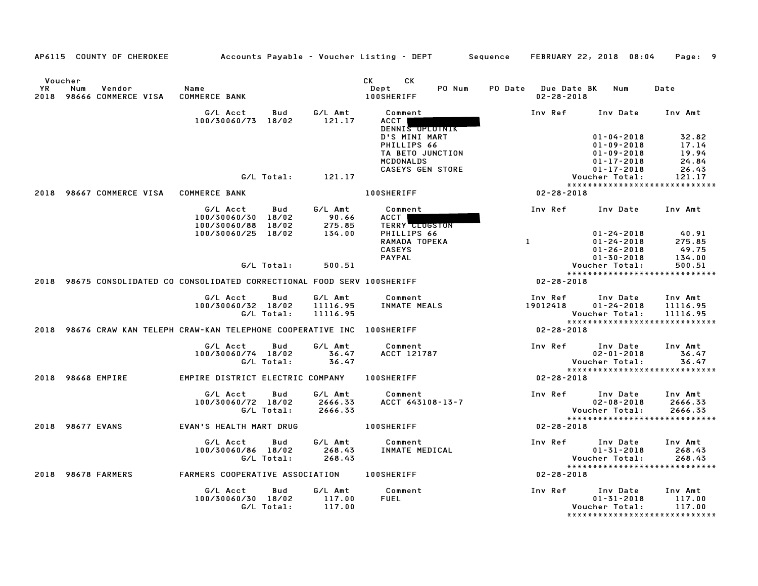AP6115 COUNTY OF CHEROKEE — Accounts Payable - Voucher Listing - DEPT — Sequence — FEBRUARY 22, 2018 08:04

| Voucher YR | Num | Vendor | Name | CK Dept | CK | PO Num | PO Date | Due Date | BK | Num | Date |
|---|---|---|---|---|---|---|---|---|---|---|---|
| 2018 | 98666 | COMMERCE VISA | COMMERCE BANK | 100SHERIFF | | | | 02-28-2018 | | | |

| G/L Acct | Bud | G/L Amt | Comment | Inv Ref | Inv Date | Inv Amt |
|---|---|---|---|---|---|---|
| 100/30060/73 | 18/02 | 121.17 | ACCT [redacted] | | | |
| | | | DENNIS OPLOTNIK | | | |
| | | | D'S MINI MART | | 01-04-2018 | 32.82 |
| | | | PHILLIPS 66 | | 01-09-2018 | 17.14 |
| | | | TA BETO JUNCTION | | 01-09-2018 | 19.94 |
| | | | MCDONALDS | | 01-17-2018 | 24.84 |
| | | | CASEYS GEN STORE | | 01-17-2018 | 26.43 |
| | G/L Total: | 121.17 | | | Voucher Total: | 121.17 |

| Voucher YR | Num | Vendor | Name | CK Dept | Due Date |
|---|---|---|---|---|---|
| 2018 | 98667 | COMMERCE VISA | COMMERCE BANK | 100SHERIFF | 02-28-2018 |

| G/L Acct | Bud | G/L Amt | Comment | Inv Ref | Inv Date | Inv Amt |
|---|---|---|---|---|---|---|
| 100/30060/30 | 18/02 | 90.66 | ACCT [redacted] | | | |
| 100/30060/88 | 18/02 | 275.85 | TERRY CLUGSTON | | | |
| 100/30060/25 | 18/02 | 134.00 | PHILLIPS 66 | | 01-24-2018 | 40.91 |
| | | | RAMADA TOPEKA | 1 | 01-24-2018 | 275.85 |
| | | | CASEYS | | 01-26-2018 | 49.75 |
| | | | PAYPAL | | 01-30-2018 | 134.00 |
| | G/L Total: | 500.51 | | | Voucher Total: | 500.51 |

| Voucher YR | Num | Vendor | Name | CK Dept | Due Date |
|---|---|---|---|---|---|
| 2018 | 98675 | CONSOLIDATED CO | CONSOLIDATED CORRECTIONAL FOOD SERV | 100SHERIFF | 02-28-2018 |

| G/L Acct | Bud | G/L Amt | Comment | Inv Ref | Inv Date | Inv Amt |
|---|---|---|---|---|---|---|
| 100/30060/32 | 18/02 | 11116.95 | INMATE MEALS | 19012418 | 01-24-2018 | 11116.95 |
| | G/L Total: | 11116.95 | | | Voucher Total: | 11116.95 |

| Voucher YR | Num | Vendor | Name | CK Dept | Due Date |
|---|---|---|---|---|---|
| 2018 | 98676 | CRAW KAN TELEPH | CRAW-KAN TELEPHONE COOPERATIVE INC | 100SHERIFF | 02-28-2018 |

| G/L Acct | Bud | G/L Amt | Comment | Inv Ref | Inv Date | Inv Amt |
|---|---|---|---|---|---|---|
| 100/30060/74 | 18/02 | 36.47 | ACCT 121787 | | 02-01-2018 | 36.47 |
| | G/L Total: | 36.47 | | | Voucher Total: | 36.47 |

| Voucher YR | Num | Vendor | Name | CK Dept | Due Date |
|---|---|---|---|---|---|
| 2018 | 98668 | EMPIRE | EMPIRE DISTRICT ELECTRIC COMPANY | 100SHERIFF | 02-28-2018 |

| G/L Acct | Bud | G/L Amt | Comment | Inv Ref | Inv Date | Inv Amt |
|---|---|---|---|---|---|---|
| 100/30060/72 | 18/02 | 2666.33 | ACCT 643108-13-7 | | 02-08-2018 | 2666.33 |
| | G/L Total: | 2666.33 | | | Voucher Total: | 2666.33 |

| Voucher YR | Num | Vendor | Name | CK Dept | Due Date |
|---|---|---|---|---|---|
| 2018 | 98677 | EVANS | EVAN'S HEALTH MART DRUG | 100SHERIFF | 02-28-2018 |

| G/L Acct | Bud | G/L Amt | Comment | Inv Ref | Inv Date | Inv Amt |
|---|---|---|---|---|---|---|
| 100/30060/86 | 18/02 | 268.43 | INMATE MEDICAL | | 01-31-2018 | 268.43 |
| | G/L Total: | 268.43 | | | Voucher Total: | 268.43 |

| Voucher YR | Num | Vendor | Name | CK Dept | Due Date |
|---|---|---|---|---|---|
| 2018 | 98678 | FARMERS | FARMERS COOPERATIVE ASSOCIATION | 100SHERIFF | 02-28-2018 |

| G/L Acct | Bud | G/L Amt | Comment | Inv Ref | Inv Date | Inv Amt |
|---|---|---|---|---|---|---|
| 100/30060/30 | 18/02 | 117.00 | FUEL | | 01-31-2018 | 117.00 |
| | G/L Total: | 117.00 | | | Voucher Total: | 117.00 |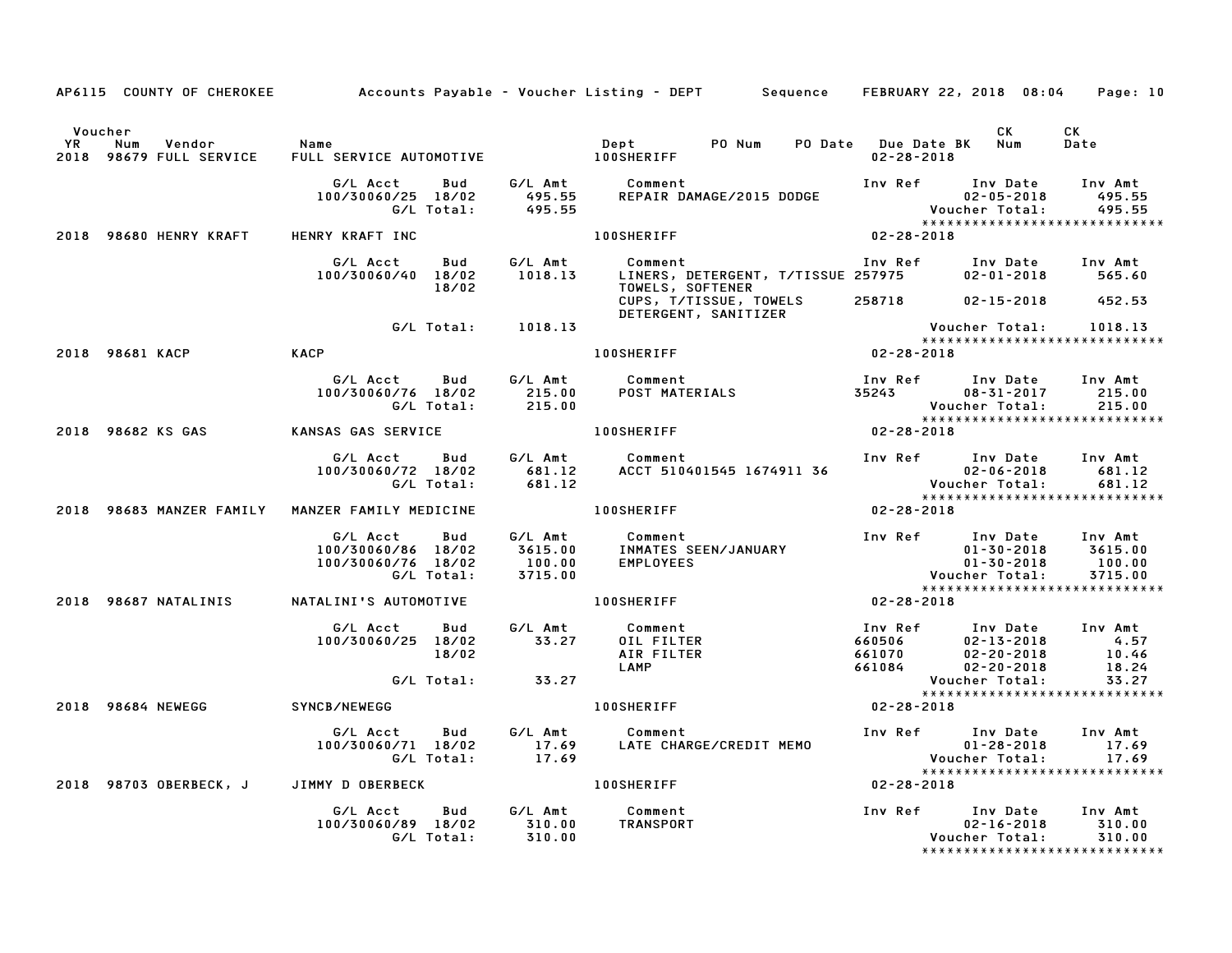AP6115 COUNTY OF CHEROKEE — Accounts Payable - Voucher Listing - DEPT — Sequence — FEBRUARY 22, 2018 08:04

| Voucher YR | Num | Vendor | Name | Dept | PO Num | PO Date | Due Date | BK | CK Num | CK Date |
|---|---|---|---|---|---|---|---|---|---|---|
| 2018 | 98679 | FULL SERVICE | FULL SERVICE AUTOMOTIVE | 100SHERIFF | | | 02-28-2018 | | | |

| G/L Acct | Bud | G/L Amt | Comment | Inv Ref | Inv Date | Inv Amt |
|---|---|---|---|---|---|---|
| 100/30060/25 | 18/02 | 495.55 | REPAIR DAMAGE/2015 DODGE | | 02-05-2018 | 495.55 |
| | G/L Total: | 495.55 | | | Voucher Total: | 495.55 |

****************************

| Voucher YR | Num | Vendor | Name | Dept | Due Date |
|---|---|---|---|---|---|
| 2018 | 98680 | HENRY KRAFT | HENRY KRAFT INC | 100SHERIFF | 02-28-2018 |

| G/L Acct | Bud | G/L Amt | Comment | Inv Ref | Inv Date | Inv Amt |
|---|---|---|---|---|---|---|
| 100/30060/40 | 18/02 | 1018.13 | LINERS, DETERGENT, T/TISSUE TOWELS, SOFTENER | 257975 | 02-01-2018 | 565.60 |
| | 18/02 | | CUPS, T/TISSUE, TOWELS DETERGENT, SANITIZER | 258718 | 02-15-2018 | 452.53 |
| | G/L Total: | 1018.13 | | | Voucher Total: | 1018.13 |

****************************

| Voucher YR | Num | Vendor | Name | Dept | Due Date |
|---|---|---|---|---|---|
| 2018 | 98681 | KACP | KACP | 100SHERIFF | 02-28-2018 |

| G/L Acct | Bud | G/L Amt | Comment | Inv Ref | Inv Date | Inv Amt |
|---|---|---|---|---|---|---|
| 100/30060/76 | 18/02 | 215.00 | POST MATERIALS | 35243 | 08-31-2017 | 215.00 |
| | G/L Total: | 215.00 | | | Voucher Total: | 215.00 |

****************************

| Voucher YR | Num | Vendor | Name | Dept | Due Date |
|---|---|---|---|---|---|
| 2018 | 98682 | KS GAS | KANSAS GAS SERVICE | 100SHERIFF | 02-28-2018 |

| G/L Acct | Bud | G/L Amt | Comment | Inv Ref | Inv Date | Inv Amt |
|---|---|---|---|---|---|---|
| 100/30060/72 | 18/02 | 681.12 | ACCT 510401545 1674911 36 | | 02-06-2018 | 681.12 |
| | G/L Total: | 681.12 | | | Voucher Total: | 681.12 |

****************************

| Voucher YR | Num | Vendor | Name | Dept | Due Date |
|---|---|---|---|---|---|
| 2018 | 98683 | MANZER FAMILY | MANZER FAMILY MEDICINE | 100SHERIFF | 02-28-2018 |

| G/L Acct | Bud | G/L Amt | Comment | Inv Ref | Inv Date | Inv Amt |
|---|---|---|---|---|---|---|
| 100/30060/86 | 18/02 | 3615.00 | INMATES SEEN/JANUARY | | 01-30-2018 | 3615.00 |
| 100/30060/76 | 18/02 | 100.00 | EMPLOYEES | | 01-30-2018 | 100.00 |
| | G/L Total: | 3715.00 | | | Voucher Total: | 3715.00 |

****************************

| Voucher YR | Num | Vendor | Name | Dept | Due Date |
|---|---|---|---|---|---|
| 2018 | 98687 | NATALINIS | NATALINI'S AUTOMOTIVE | 100SHERIFF | 02-28-2018 |

| G/L Acct | Bud | G/L Amt | Comment | Inv Ref | Inv Date | Inv Amt |
|---|---|---|---|---|---|---|
| 100/30060/25 | 18/02 | 33.27 | OIL FILTER | 660506 | 02-13-2018 | 4.57 |
| | 18/02 | | AIR FILTER | 661070 | 02-20-2018 | 10.46 |
| | | | LAMP | 661084 | 02-20-2018 | 18.24 |
| | G/L Total: | 33.27 | | | Voucher Total: | 33.27 |

****************************

| Voucher YR | Num | Vendor | Name | Dept | Due Date |
|---|---|---|---|---|---|
| 2018 | 98684 | NEWEGG | SYNCB/NEWEGG | 100SHERIFF | 02-28-2018 |

| G/L Acct | Bud | G/L Amt | Comment | Inv Ref | Inv Date | Inv Amt |
|---|---|---|---|---|---|---|
| 100/30060/71 | 18/02 | 17.69 | LATE CHARGE/CREDIT MEMO | | 01-28-2018 | 17.69 |
| | G/L Total: | 17.69 | | | Voucher Total: | 17.69 |

****************************

| Voucher YR | Num | Vendor | Name | Dept | Due Date |
|---|---|---|---|---|---|
| 2018 | 98703 | OBERBECK, J | JIMMY D OBERBECK | 100SHERIFF | 02-28-2018 |

| G/L Acct | Bud | G/L Amt | Comment | Inv Ref | Inv Date | Inv Amt |
|---|---|---|---|---|---|---|
| 100/30060/89 | 18/02 | 310.00 | TRANSPORT | | 02-16-2018 | 310.00 |
| | G/L Total: | 310.00 | | | Voucher Total: | 310.00 |

****************************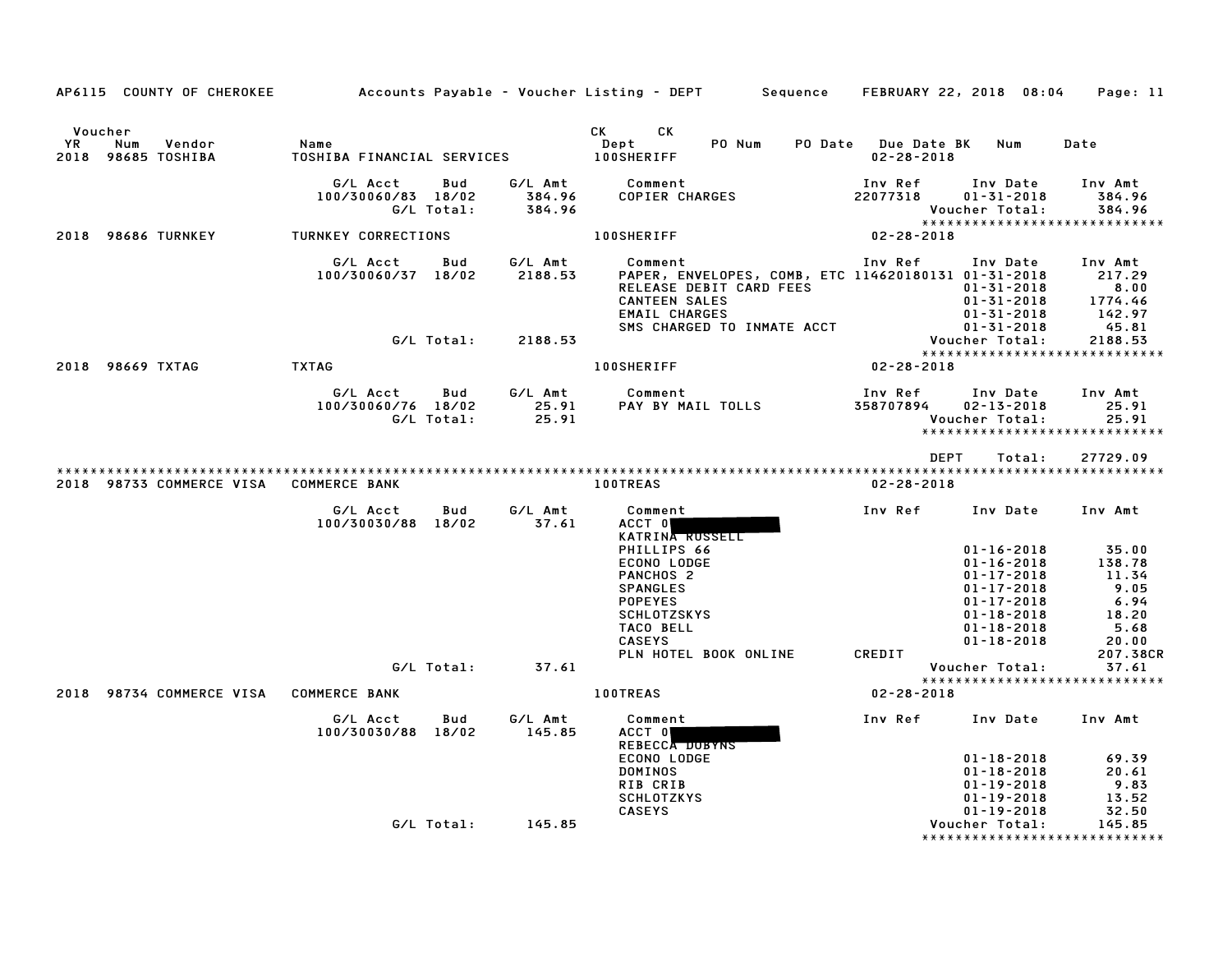AP6115 COUNTY OF CHEROKEE — Accounts Payable - Voucher Listing - DEPT — Sequence — FEBRUARY 22, 2018 08:04

| Voucher YR | Num | Vendor | Name | CK Dept | CK | PO Num | PO Date | Due Date BK | Num | Date |
|---|---|---|---|---|---|---|---|---|---|---|
| 2018 | 98685 | TOSHIBA | TOSHIBA FINANCIAL SERVICES | 100SHERIFF | | | | 02-28-2018 | | |

| G/L Acct | Bud | G/L Amt | Comment | Inv Ref | Inv Date | Inv Amt |
|---|---|---|---|---|---|---|
| 100/30060/83 | 18/02 | 384.96 | COPIER CHARGES | 22077318 | 01-31-2018 | 384.96 |
| | G/L Total: | 384.96 | | | Voucher Total: | 384.96 |

*****************************

| Voucher YR | Num | Vendor | Name | CK Dept | Due Date |
|---|---|---|---|---|---|
| 2018 | 98686 | TURNKEY | TURNKEY CORRECTIONS | 100SHERIFF | 02-28-2018 |

| G/L Acct | Bud | G/L Amt | Comment | Inv Ref | Inv Date | Inv Amt |
|---|---|---|---|---|---|---|
| 100/30060/37 | 18/02 | 2188.53 | PAPER, ENVELOPES, COMB, ETC | 114620180131 | 01-31-2018 | 217.29 |
| | | | RELEASE DEBIT CARD FEES | | 01-31-2018 | 8.00 |
| | | | CANTEEN SALES | | 01-31-2018 | 1774.46 |
| | | | EMAIL CHARGES | | 01-31-2018 | 142.97 |
| | | | SMS CHARGED TO INMATE ACCT | | 01-31-2018 | 45.81 |
| | G/L Total: | 2188.53 | | | Voucher Total: | 2188.53 |

*****************************

| Voucher YR | Num | Vendor | Name | CK Dept | Due Date |
|---|---|---|---|---|---|
| 2018 | 98669 | TXTAG | TXTAG | 100SHERIFF | 02-28-2018 |

| G/L Acct | Bud | G/L Amt | Comment | Inv Ref | Inv Date | Inv Amt |
|---|---|---|---|---|---|---|
| 100/30060/76 | 18/02 | 25.91 | PAY BY MAIL TOLLS | 358707894 | 02-13-2018 | 25.91 |
| | G/L Total: | 25.91 | | | Voucher Total: | 25.91 |

*****************************

DEPT Total: 27729.09

*****************************

| Voucher YR | Num | Vendor | Name | CK Dept | Due Date |
|---|---|---|---|---|---|
| 2018 | 98733 | COMMERCE VISA | COMMERCE BANK | 100TREAS | 02-28-2018 |

| G/L Acct | Bud | G/L Amt | Comment | Inv Ref | Inv Date | Inv Amt |
|---|---|---|---|---|---|---|
| 100/30030/88 | 18/02 | 37.61 | ACCT 0[REDACTED] KATRINA RUSSELL | | | |
| | | | PHILLIPS 66 | | 01-16-2018 | 35.00 |
| | | | ECONO LODGE | | 01-16-2018 | 138.78 |
| | | | PANCHOS 2 | | 01-17-2018 | 11.34 |
| | | | SPANGLES | | 01-17-2018 | 9.05 |
| | | | POPEYES | | 01-17-2018 | 6.94 |
| | | | SCHLOTZSKYS | | 01-18-2018 | 18.20 |
| | | | TACO BELL | | 01-18-2018 | 5.68 |
| | | | CASEYS | | 01-18-2018 | 20.00 |
| | | | PLN HOTEL BOOK ONLINE | CREDIT | | 207.38CR |
| | G/L Total: | 37.61 | | | Voucher Total: | 37.61 |

*****************************

| Voucher YR | Num | Vendor | Name | CK Dept | Due Date |
|---|---|---|---|---|---|
| 2018 | 98734 | COMMERCE VISA | COMMERCE BANK | 100TREAS | 02-28-2018 |

| G/L Acct | Bud | G/L Amt | Comment | Inv Ref | Inv Date | Inv Amt |
|---|---|---|---|---|---|---|
| 100/30030/88 | 18/02 | 145.85 | ACCT 0[REDACTED] REBECCA DUBYNS | | | |
| | | | ECONO LODGE | | 01-18-2018 | 69.39 |
| | | | DOMINOS | | 01-18-2018 | 20.61 |
| | | | RIB CRIB | | 01-19-2018 | 9.83 |
| | | | SCHLOTZKYS | | 01-19-2018 | 13.52 |
| | | | CASEYS | | 01-19-2018 | 32.50 |
| | G/L Total: | 145.85 | | | Voucher Total: | 145.85 |

*****************************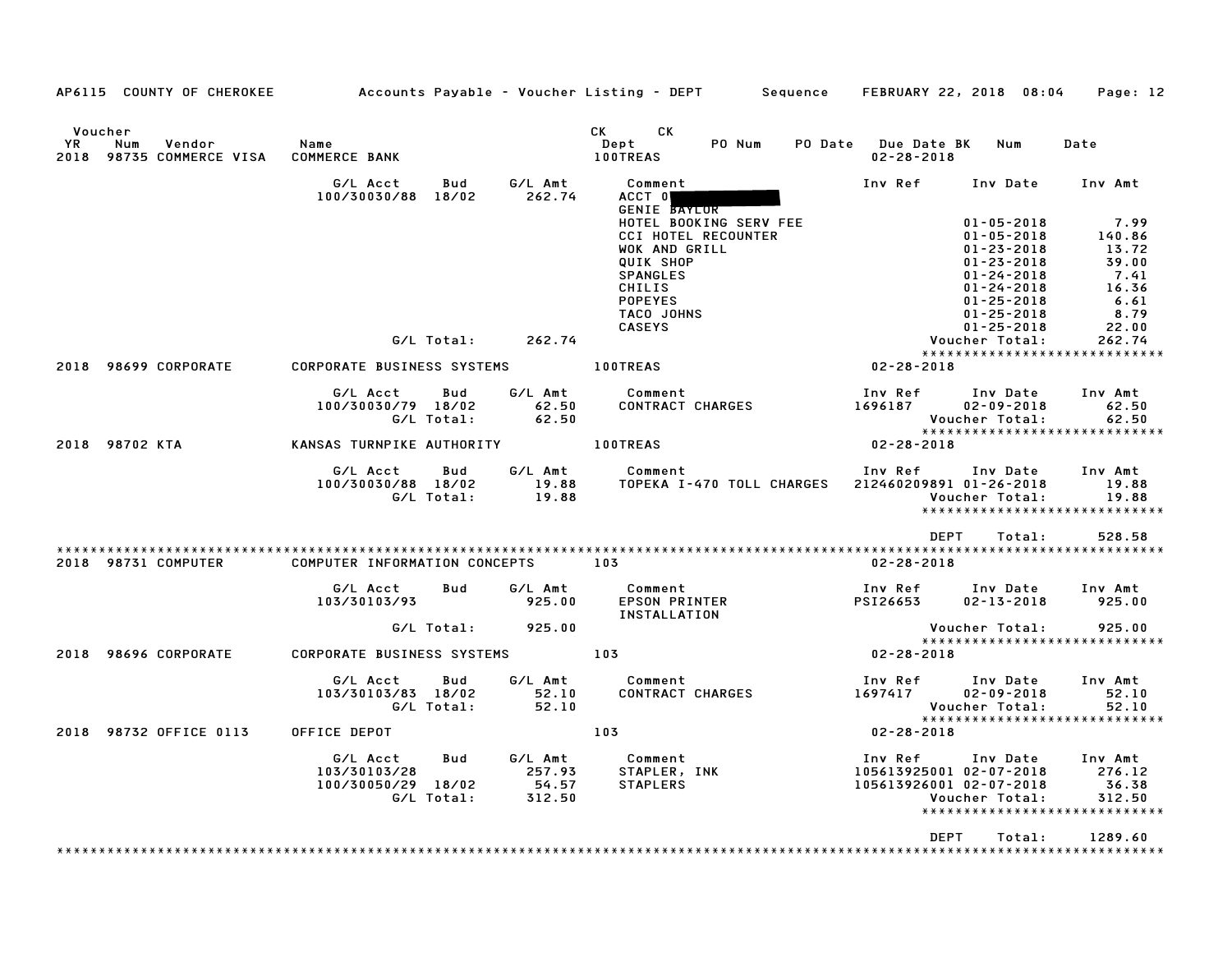AP6115 COUNTY OF CHEROKEE — Accounts Payable - Voucher Listing - DEPT — Sequence — FEBRUARY 22, 2018 08:04

| YR | Voucher Num | Vendor | Name | CK Dept | CK PO Num | PO Date | Due Date BK | Num | Date |
|---|---|---|---|---|---|---|---|---|---|
| 2018 | 98735 | COMMERCE VISA | COMMERCE BANK | 100TREAS | | | 02-28-2018 | | |

| G/L Acct | Bud | G/L Amt | Comment | Inv Ref | Inv Date | Inv Amt |
|---|---|---|---|---|---|---|
| 100/30030/88 | 18/02 | 262.74 | ACCT 0[REDACTED] | | | |
| | | | GENIE BAYLOR | | | |
| | | | HOTEL BOOKING SERV FEE | | 01-05-2018 | 7.99 |
| | | | CCI HOTEL RECOUNTER | | 01-05-2018 | 140.86 |
| | | | WOK AND GRILL | | 01-23-2018 | 13.72 |
| | | | QUIK SHOP | | 01-23-2018 | 39.00 |
| | | | SPANGLES | | 01-24-2018 | 7.41 |
| | | | CHILIS | | 01-24-2018 | 16.36 |
| | | | POPEYES | | 01-25-2018 | 6.61 |
| | | | TACO JOHNS | | 01-25-2018 | 8.79 |
| | | | CASEYS | | 01-25-2018 | 22.00 |
| | G/L Total: | 262.74 | | | Voucher Total: | 262.74 |

| YR | Voucher Num | Vendor | Name | CK Dept | Due Date |
|---|---|---|---|---|---|
| 2018 | 98699 | CORPORATE | CORPORATE BUSINESS SYSTEMS | 100TREAS | 02-28-2018 |

| G/L Acct | Bud | G/L Amt | Comment | Inv Ref | Inv Date | Inv Amt |
|---|---|---|---|---|---|---|
| 100/30030/79 | 18/02 | 62.50 | CONTRACT CHARGES | 1696187 | 02-09-2018 | 62.50 |
| | G/L Total: | 62.50 | | | Voucher Total: | 62.50 |

| YR | Voucher Num | Vendor | Name | CK Dept | Due Date |
|---|---|---|---|---|---|
| 2018 | 98702 | KTA | KANSAS TURNPIKE AUTHORITY | 100TREAS | 02-28-2018 |

| G/L Acct | Bud | G/L Amt | Comment | Inv Ref | Inv Date | Inv Amt |
|---|---|---|---|---|---|---|
| 100/30030/88 | 18/02 | 19.88 | TOPEKA I-470 TOLL CHARGES | 212460209891 | 01-26-2018 | 19.88 |
| | G/L Total: | 19.88 | | | Voucher Total: | 19.88 |

DEPT Total: 528.58

| YR | Voucher Num | Vendor | Name | CK Dept | Due Date |
|---|---|---|---|---|---|
| 2018 | 98731 | COMPUTER | COMPUTER INFORMATION CONCEPTS | 103 | 02-28-2018 |

| G/L Acct | Bud | G/L Amt | Comment | Inv Ref | Inv Date | Inv Amt |
|---|---|---|---|---|---|---|
| 103/30103/93 | | 925.00 | EPSON PRINTER INSTALLATION | PSI26653 | 02-13-2018 | 925.00 |
| | G/L Total: | 925.00 | | | Voucher Total: | 925.00 |

| YR | Voucher Num | Vendor | Name | CK Dept | Due Date |
|---|---|---|---|---|---|
| 2018 | 98696 | CORPORATE | CORPORATE BUSINESS SYSTEMS | 103 | 02-28-2018 |

| G/L Acct | Bud | G/L Amt | Comment | Inv Ref | Inv Date | Inv Amt |
|---|---|---|---|---|---|---|
| 103/30103/83 | 18/02 | 52.10 | CONTRACT CHARGES | 1697417 | 02-09-2018 | 52.10 |
| | G/L Total: | 52.10 | | | Voucher Total: | 52.10 |

| YR | Voucher Num | Vendor | Name | CK Dept | Due Date |
|---|---|---|---|---|---|
| 2018 | 98732 | OFFICE 0113 | OFFICE DEPOT | 103 | 02-28-2018 |

| G/L Acct | Bud | G/L Amt | Comment | Inv Ref | Inv Date | Inv Amt |
|---|---|---|---|---|---|---|
| 103/30103/28 | | 257.93 | STAPLER, INK | 105613925001 | 02-07-2018 | 276.12 |
| 100/30050/29 | 18/02 | 54.57 | STAPLERS | 105613926001 | 02-07-2018 | 36.38 |
| | G/L Total: | 312.50 | | | Voucher Total: | 312.50 |

DEPT Total: 1289.60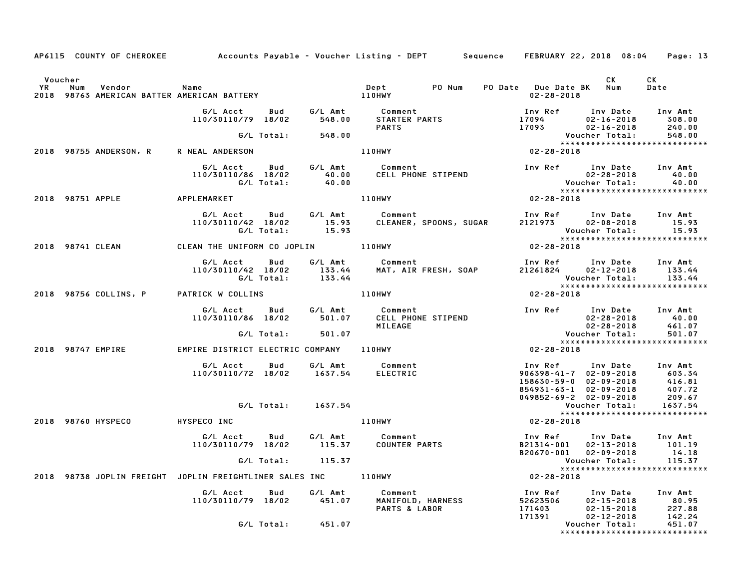AP6115 COUNTY OF CHEROKEE Accounts Payable - Voucher Listing - DEPT Sequence FEBRUARY 22, 2018 08:04 Page: 13

| Voucher YR | Num | Vendor | Name | Dept | PO Num | PO Date | Due Date BK | CK Num | CK Date |
|---|---|---|---|---|---|---|---|---|---|
| 2018 | 98763 | AMERICAN BATTER | AMERICAN BATTERY | 110HWY | | | 02-28-2018 | | |

| G/L Acct | Bud | G/L Amt | Comment | Inv Ref | Inv Date | Inv Amt |
|---|---|---|---|---|---|---|
| 110/30110/79 | 18/02 | 548.00 | STARTER PARTS | 17094 | 02-16-2018 | 308.00 |
| | | | PARTS | 17093 | 02-16-2018 | 240.00 |
| | G/L Total: | 548.00 | | | Voucher Total: | 548.00 |

******************************

| Voucher YR | Num | Vendor | Name | Dept | Due Date |
|---|---|---|---|---|---|
| 2018 | 98755 | ANDERSON, R | R NEAL ANDERSON | 110HWY | 02-28-2018 |

| G/L Acct | Bud | G/L Amt | Comment | Inv Ref | Inv Date | Inv Amt |
|---|---|---|---|---|---|---|
| 110/30110/86 | 18/02 | 40.00 | CELL PHONE STIPEND | | 02-28-2018 | 40.00 |
| | G/L Total: | 40.00 | | | Voucher Total: | 40.00 |

******************************

| Voucher YR | Num | Vendor | Name | Dept | Due Date |
|---|---|---|---|---|---|
| 2018 | 98751 | APPLE | APPLEMARKET | 110HWY | 02-28-2018 |

| G/L Acct | Bud | G/L Amt | Comment | Inv Ref | Inv Date | Inv Amt |
|---|---|---|---|---|---|---|
| 110/30110/42 | 18/02 | 15.93 | CLEANER, SPOONS, SUGAR | 2121973 | 02-08-2018 | 15.93 |
| | G/L Total: | 15.93 | | | Voucher Total: | 15.93 |

******************************

| Voucher YR | Num | Vendor | Name | Dept | Due Date |
|---|---|---|---|---|---|
| 2018 | 98741 | CLEAN | CLEAN THE UNIFORM CO JOPLIN | 110HWY | 02-28-2018 |

| G/L Acct | Bud | G/L Amt | Comment | Inv Ref | Inv Date | Inv Amt |
|---|---|---|---|---|---|---|
| 110/30110/42 | 18/02 | 133.44 | MAT, AIR FRESH, SOAP | 21261824 | 02-12-2018 | 133.44 |
| | G/L Total: | 133.44 | | | Voucher Total: | 133.44 |

******************************

| Voucher YR | Num | Vendor | Name | Dept | Due Date |
|---|---|---|---|---|---|
| 2018 | 98756 | COLLINS, P | PATRICK W COLLINS | 110HWY | 02-28-2018 |

| G/L Acct | Bud | G/L Amt | Comment | Inv Ref | Inv Date | Inv Amt |
|---|---|---|---|---|---|---|
| 110/30110/86 | 18/02 | 501.07 | CELL PHONE STIPEND | | 02-28-2018 | 40.00 |
| | | | MILEAGE | | 02-28-2018 | 461.07 |
| | G/L Total: | 501.07 | | | Voucher Total: | 501.07 |

******************************

| Voucher YR | Num | Vendor | Name | Dept | Due Date |
|---|---|---|---|---|---|
| 2018 | 98747 | EMPIRE | EMPIRE DISTRICT ELECTRIC COMPANY | 110HWY | 02-28-2018 |

| G/L Acct | Bud | G/L Amt | Comment | Inv Ref | Inv Date | Inv Amt |
|---|---|---|---|---|---|---|
| 110/30110/72 | 18/02 | 1637.54 | ELECTRIC | 906398-41-7 | 02-09-2018 | 603.34 |
| | | | | 158630-59-0 | 02-09-2018 | 416.81 |
| | | | | 854931-63-1 | 02-09-2018 | 407.72 |
| | | | | 049852-69-2 | 02-09-2018 | 209.67 |
| | G/L Total: | 1637.54 | | | Voucher Total: | 1637.54 |

******************************

| Voucher YR | Num | Vendor | Name | Dept | Due Date |
|---|---|---|---|---|---|
| 2018 | 98760 | HYSPECO | HYSPECO INC | 110HWY | 02-28-2018 |

| G/L Acct | Bud | G/L Amt | Comment | Inv Ref | Inv Date | Inv Amt |
|---|---|---|---|---|---|---|
| 110/30110/79 | 18/02 | 115.37 | COUNTER PARTS | B21314-001 | 02-13-2018 | 101.19 |
| | | | | B20670-001 | 02-09-2018 | 14.18 |
| | G/L Total: | 115.37 | | | Voucher Total: | 115.37 |

******************************

| Voucher YR | Num | Vendor | Name | Dept | Due Date |
|---|---|---|---|---|---|
| 2018 | 98738 | JOPLIN FREIGHT | JOPLIN FREIGHTLINER SALES INC | 110HWY | 02-28-2018 |

| G/L Acct | Bud | G/L Amt | Comment | Inv Ref | Inv Date | Inv Amt |
|---|---|---|---|---|---|---|
| 110/30110/79 | 18/02 | 451.07 | MANIFOLD, HARNESS | 52623506 | 02-15-2018 | 80.95 |
| | | | PARTS & LABOR | 171403 | 02-15-2018 | 227.88 |
| | | | | 171391 | 02-12-2018 | 142.24 |
| | G/L Total: | 451.07 | | | Voucher Total: | 451.07 |

******************************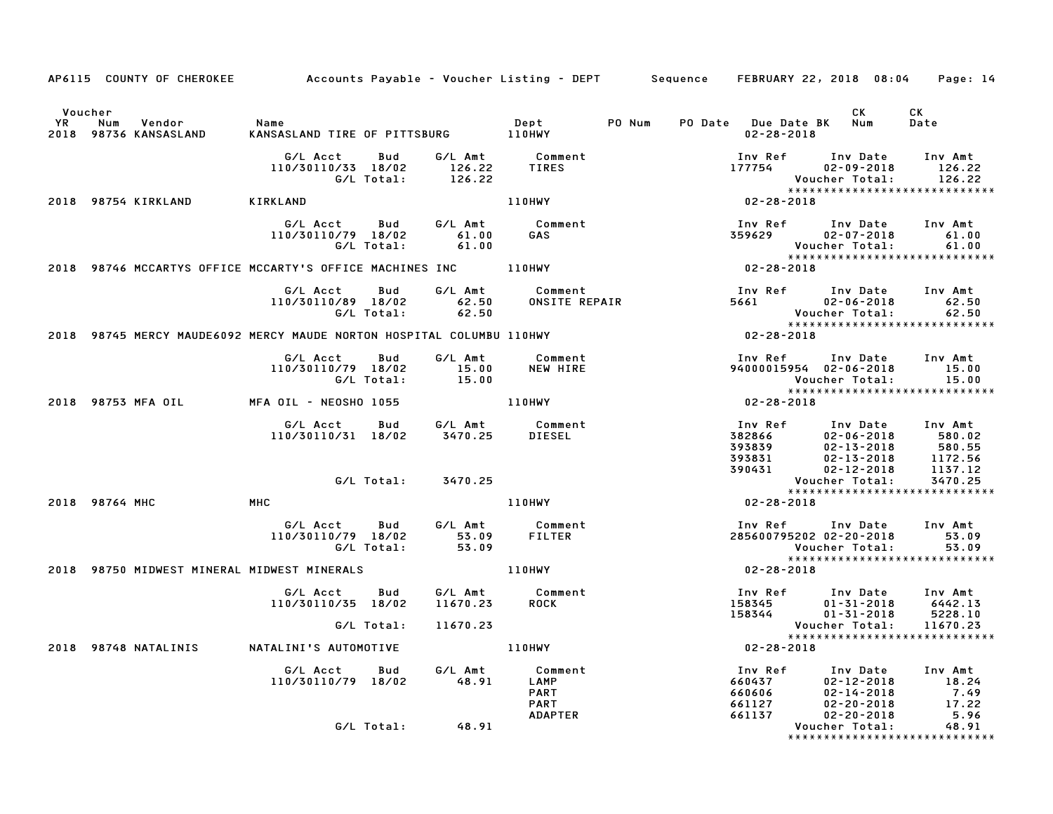AP6115 COUNTY OF CHEROKEE Accounts Payable - Voucher Listing - DEPT Sequence FEBRUARY 22, 2018 08:04

| Voucher YR | Num | Vendor | Name | Dept | PO Num | PO Date | Due Date BK | CK Num | CK Date |
|---|---|---|---|---|---|---|---|---|---|
| 2018 | 98736 | KANSASLAND | KANSASLAND TIRE OF PITTSBURG | 110HWY | | | 02-28-2018 | | |

| G/L Acct | Bud | G/L Amt | Comment | Inv Ref | Inv Date | Inv Amt |
|---|---|---|---|---|---|---|
| 110/30110/33 | 18/02 | 126.22 | TIRES | 177754 | 02-09-2018 | 126.22 |
| | G/L Total: | 126.22 | | | Voucher Total: | 126.22 |

****************************

| Voucher YR | Num | Vendor | Name | Dept | Due Date BK |
|---|---|---|---|---|---|
| 2018 | 98754 | KIRKLAND | KIRKLAND | 110HWY | 02-28-2018 |

| G/L Acct | Bud | G/L Amt | Comment | Inv Ref | Inv Date | Inv Amt |
|---|---|---|---|---|---|---|
| 110/30110/79 | 18/02 | 61.00 | GAS | 359629 | 02-07-2018 | 61.00 |
| | G/L Total: | 61.00 | | | Voucher Total: | 61.00 |

****************************

| Voucher YR | Num | Vendor | Name | Dept | Due Date BK |
|---|---|---|---|---|---|
| 2018 | 98746 | MCCARTYS OFFICE | MCCARTY'S OFFICE MACHINES INC | 110HWY | 02-28-2018 |

| G/L Acct | Bud | G/L Amt | Comment | Inv Ref | Inv Date | Inv Amt |
|---|---|---|---|---|---|---|
| 110/30110/89 | 18/02 | 62.50 | ONSITE REPAIR | 5661 | 02-06-2018 | 62.50 |
| | G/L Total: | 62.50 | | | Voucher Total: | 62.50 |

****************************

| Voucher YR | Num | Vendor | Name | Dept | Due Date BK |
|---|---|---|---|---|---|
| 2018 | 98745 | MERCY MAUDE6092 | MERCY MAUDE NORTON HOSPITAL COLUMBU | 110HWY | 02-28-2018 |

| G/L Acct | Bud | G/L Amt | Comment | Inv Ref | Inv Date | Inv Amt |
|---|---|---|---|---|---|---|
| 110/30110/79 | 18/02 | 15.00 | NEW HIRE | 94000015954 | 02-06-2018 | 15.00 |
| | G/L Total: | 15.00 | | | Voucher Total: | 15.00 |

****************************

| Voucher YR | Num | Vendor | Name | Dept | Due Date BK |
|---|---|---|---|---|---|
| 2018 | 98753 | MFA OIL | MFA OIL - NEOSHO 1055 | 110HWY | 02-28-2018 |

| G/L Acct | Bud | G/L Amt | Comment | Inv Ref | Inv Date | Inv Amt |
|---|---|---|---|---|---|---|
| 110/30110/31 | 18/02 | 3470.25 | DIESEL | 382866 | 02-06-2018 | 580.02 |
| | | | | 393839 | 02-13-2018 | 580.55 |
| | | | | 393831 | 02-13-2018 | 1172.56 |
| | | | | 390431 | 02-12-2018 | 1137.12 |
| | G/L Total: | 3470.25 | | | Voucher Total: | 3470.25 |

****************************

| Voucher YR | Num | Vendor | Name | Dept | Due Date BK |
|---|---|---|---|---|---|
| 2018 | 98764 | MHC | MHC | 110HWY | 02-28-2018 |

| G/L Acct | Bud | G/L Amt | Comment | Inv Ref | Inv Date | Inv Amt |
|---|---|---|---|---|---|---|
| 110/30110/79 | 18/02 | 53.09 | FILTER | 285600795202 | 02-20-2018 | 53.09 |
| | G/L Total: | 53.09 | | | Voucher Total: | 53.09 |

****************************

| Voucher YR | Num | Vendor | Name | Dept | Due Date BK |
|---|---|---|---|---|---|
| 2018 | 98750 | MIDWEST MINERAL | MIDWEST MINERALS | 110HWY | 02-28-2018 |

| G/L Acct | Bud | G/L Amt | Comment | Inv Ref | Inv Date | Inv Amt |
|---|---|---|---|---|---|---|
| 110/30110/35 | 18/02 | 11670.23 | ROCK | 158345 | 01-31-2018 | 6442.13 |
| | | | | 158344 | 01-31-2018 | 5228.10 |
| | G/L Total: | 11670.23 | | | Voucher Total: | 11670.23 |

****************************

| Voucher YR | Num | Vendor | Name | Dept | Due Date BK |
|---|---|---|---|---|---|
| 2018 | 98748 | NATALINIS | NATALINI'S AUTOMOTIVE | 110HWY | 02-28-2018 |

| G/L Acct | Bud | G/L Amt | Comment | Inv Ref | Inv Date | Inv Amt |
|---|---|---|---|---|---|---|
| 110/30110/79 | 18/02 | 48.91 | LAMP | 660437 | 02-12-2018 | 18.24 |
| | | | PART | 660606 | 02-14-2018 | 7.49 |
| | | | PART | 661127 | 02-20-2018 | 17.22 |
| | | | ADAPTER | 661137 | 02-20-2018 | 5.96 |
| | G/L Total: | 48.91 | | | Voucher Total: | 48.91 |

****************************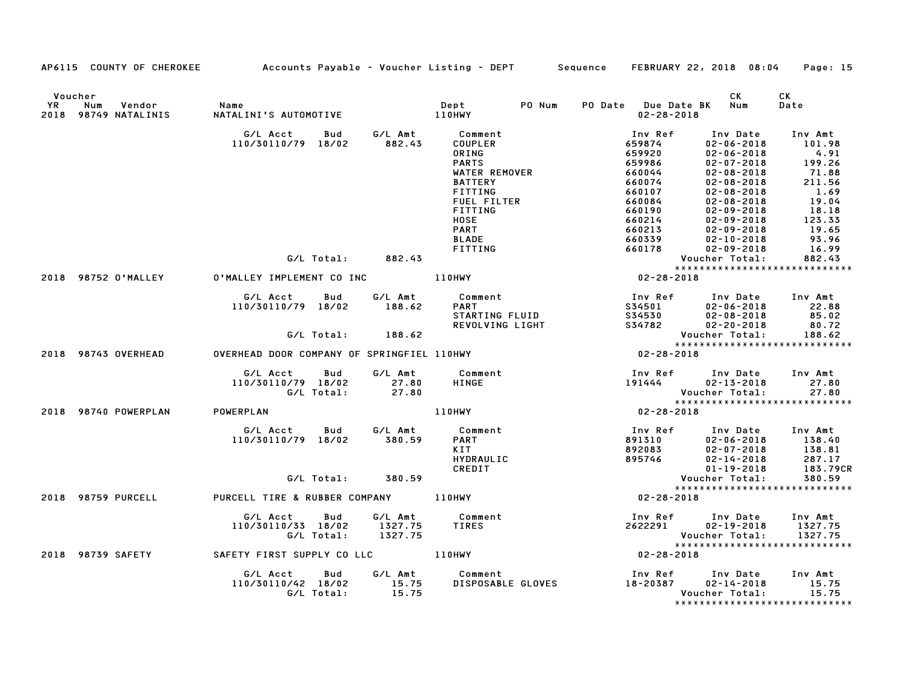AP6115 COUNTY OF CHEROKEE — Accounts Payable - Voucher Listing - DEPT — Sequence — FEBRUARY 22, 2018 08:04

| Voucher YR | Num | Vendor | Name | Dept | PO Num | PO Date | Due Date BK | CK Num | CK Date |
|---|---|---|---|---|---|---|---|---|---|
| 2018 | 98749 | NATALINIS | NATALINI'S AUTOMOTIVE | 110HWY | | | 02-28-2018 | | |

| G/L Acct | Bud | G/L Amt | Comment | Inv Ref | Inv Date | Inv Amt |
|---|---|---|---|---|---|---|
| 110/30110/79 | 18/02 | 882.43 | COUPLER | 659874 | 02-06-2018 | 101.98 |
| | | | ORING | 659920 | 02-06-2018 | 4.91 |
| | | | PARTS | 659986 | 02-07-2018 | 199.26 |
| | | | WATER REMOVER | 660044 | 02-08-2018 | 71.88 |
| | | | BATTERY | 660074 | 02-08-2018 | 211.56 |
| | | | FITTING | 660107 | 02-08-2018 | 1.69 |
| | | | FUEL FILTER | 660084 | 02-08-2018 | 19.04 |
| | | | FITTING | 660190 | 02-09-2018 | 18.18 |
| | | | HOSE | 660214 | 02-09-2018 | 123.33 |
| | | | PART | 660213 | 02-09-2018 | 19.65 |
| | | | BLADE | 660339 | 02-10-2018 | 93.96 |
| | | | FITTING | 660178 | 02-09-2018 | 16.99 |
| | G/L Total: | 882.43 | | | Voucher Total: | 882.43 |

****************************

| Voucher YR | Num | Vendor | Name | Dept | Due Date |
|---|---|---|---|---|---|
| 2018 | 98752 | O'MALLEY | O'MALLEY IMPLEMENT CO INC | 110HWY | 02-28-2018 |

| G/L Acct | Bud | G/L Amt | Comment | Inv Ref | Inv Date | Inv Amt |
|---|---|---|---|---|---|---|
| 110/30110/79 | 18/02 | 188.62 | PART | S34501 | 02-06-2018 | 22.88 |
| | | | STARTING FLUID | S34530 | 02-08-2018 | 85.02 |
| | | | REVOLVING LIGHT | S34782 | 02-20-2018 | 80.72 |
| | G/L Total: | 188.62 | | | Voucher Total: | 188.62 |

****************************

| Voucher YR | Num | Vendor | Name | Dept | Due Date |
|---|---|---|---|---|---|
| 2018 | 98743 | OVERHEAD | OVERHEAD DOOR COMPANY OF SPRINGFIEL | 110HWY | 02-28-2018 |

| G/L Acct | Bud | G/L Amt | Comment | Inv Ref | Inv Date | Inv Amt |
|---|---|---|---|---|---|---|
| 110/30110/79 | 18/02 | 27.80 | HINGE | 191444 | 02-13-2018 | 27.80 |
| | G/L Total: | 27.80 | | | Voucher Total: | 27.80 |

****************************

| Voucher YR | Num | Vendor | Name | Dept | Due Date |
|---|---|---|---|---|---|
| 2018 | 98740 | POWERPLAN | POWERPLAN | 110HWY | 02-28-2018 |

| G/L Acct | Bud | G/L Amt | Comment | Inv Ref | Inv Date | Inv Amt |
|---|---|---|---|---|---|---|
| 110/30110/79 | 18/02 | 380.59 | PART | 891310 | 02-06-2018 | 138.40 |
| | | | KIT | 892083 | 02-07-2018 | 138.81 |
| | | | HYDRAULIC | 895746 | 02-14-2018 | 287.17 |
| | | | CREDIT | | 01-19-2018 | 183.79CR |
| | G/L Total: | 380.59 | | | Voucher Total: | 380.59 |

****************************

| Voucher YR | Num | Vendor | Name | Dept | Due Date |
|---|---|---|---|---|---|
| 2018 | 98759 | PURCELL | PURCELL TIRE & RUBBER COMPANY | 110HWY | 02-28-2018 |

| G/L Acct | Bud | G/L Amt | Comment | Inv Ref | Inv Date | Inv Amt |
|---|---|---|---|---|---|---|
| 110/30110/33 | 18/02 | 1327.75 | TIRES | 2622291 | 02-19-2018 | 1327.75 |
| | G/L Total: | 1327.75 | | | Voucher Total: | 1327.75 |

****************************

| Voucher YR | Num | Vendor | Name | Dept | Due Date |
|---|---|---|---|---|---|
| 2018 | 98739 | SAFETY | SAFETY FIRST SUPPLY CO LLC | 110HWY | 02-28-2018 |

| G/L Acct | Bud | G/L Amt | Comment | Inv Ref | Inv Date | Inv Amt |
|---|---|---|---|---|---|---|
| 110/30110/42 | 18/02 | 15.75 | DISPOSABLE GLOVES | 18-20387 | 02-14-2018 | 15.75 |
| | G/L Total: | 15.75 | | | Voucher Total: | 15.75 |

****************************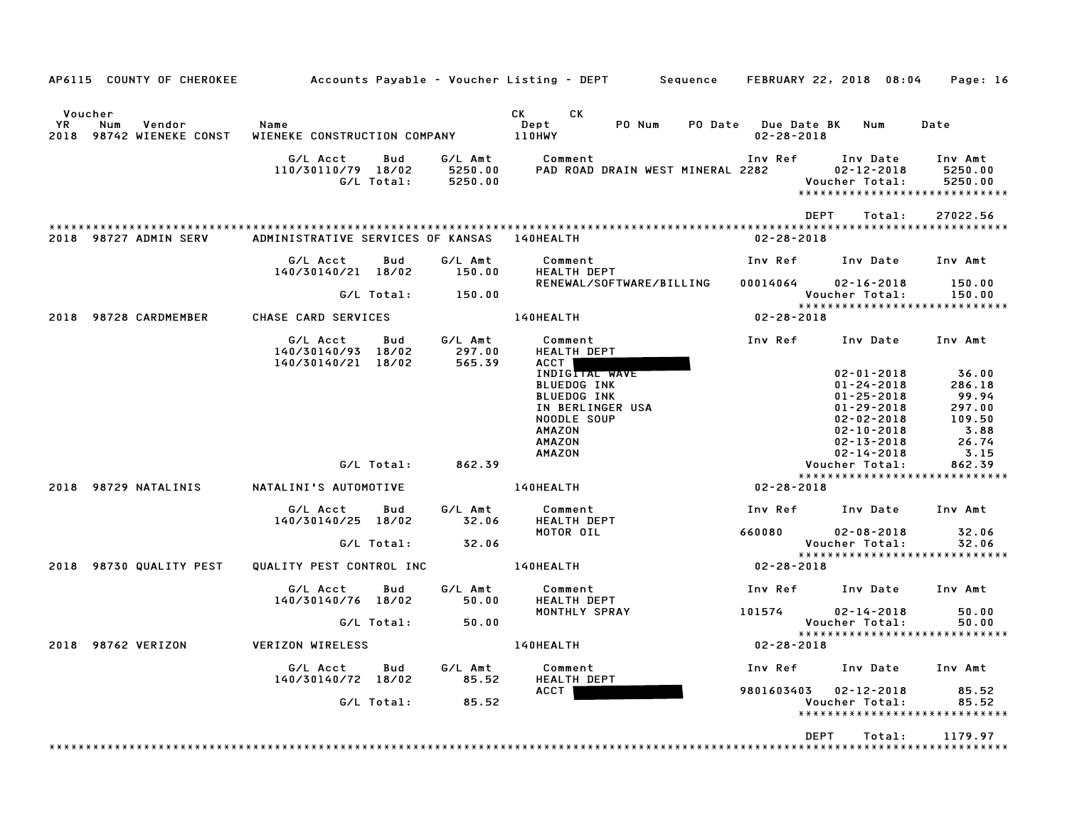AP6115 COUNTY OF CHEROKEE — Accounts Payable - Voucher Listing - DEPT — Sequence — FEBRUARY 22, 2018 08:04

| Voucher YR | Num | Vendor | Name | CK Dept | CK | PO Num | PO Date | Due Date | BK | Num | Date |
|---|---|---|---|---|---|---|---|---|---|---|---|
| 2018 | 98742 | WIENEKE CONST | WIENEKE CONSTRUCTION COMPANY | 110HWY | | | | 02-28-2018 | | | |

| G/L Acct | Bud | G/L Amt | Comment | Inv Ref | Inv Date | Inv Amt |
|---|---|---|---|---|---|---|
| 110/30110/79 | 18/02 | 5250.00 | PAD ROAD DRAIN WEST MINERAL | 2282 | 02-12-2018 | 5250.00 |
| | G/L Total: | 5250.00 | | | Voucher Total: | 5250.00 |

*****************************

DEPT Total: 27022.56

*****************************

2018 98727 ADMIN SERV — ADMINISTRATIVE SERVICES OF KANSAS — 140HEALTH — 02-28-2018

| G/L Acct | Bud | G/L Amt | Comment | Inv Ref | Inv Date | Inv Amt |
|---|---|---|---|---|---|---|
| 140/30140/21 | 18/02 | 150.00 | HEALTH DEPT | | | |
| | | | RENEWAL/SOFTWARE/BILLING | 00014064 | 02-16-2018 | 150.00 |
| | G/L Total: | 150.00 | | | Voucher Total: | 150.00 |

*****************************

2018 98728 CARDMEMBER — CHASE CARD SERVICES — 140HEALTH — 02-28-2018

| G/L Acct | Bud | G/L Amt | Comment | Inv Ref | Inv Date | Inv Amt |
|---|---|---|---|---|---|---|
| 140/30140/93 | 18/02 | 297.00 | HEALTH DEPT | | | |
| 140/30140/21 | 18/02 | 565.39 | ACCT | | | |
| | | | INDIGITAL WAVE | | 02-01-2018 | 36.00 |
| | | | BLUEDOG INK | | 01-24-2018 | 286.18 |
| | | | BLUEDOG INK | | 01-25-2018 | 99.94 |
| | | | IN BERLINGER USA | | 01-29-2018 | 297.00 |
| | | | NOODLE SOUP | | 02-02-2018 | 109.50 |
| | | | AMAZON | | 02-10-2018 | 3.88 |
| | | | AMAZON | | 02-13-2018 | 26.74 |
| | | | AMAZON | | 02-14-2018 | 3.15 |
| | G/L Total: | 862.39 | | | Voucher Total: | 862.39 |

*****************************

2018 98729 NATALINIS — NATALINI'S AUTOMOTIVE — 140HEALTH — 02-28-2018

| G/L Acct | Bud | G/L Amt | Comment | Inv Ref | Inv Date | Inv Amt |
|---|---|---|---|---|---|---|
| 140/30140/25 | 18/02 | 32.06 | HEALTH DEPT | | | |
| | | | MOTOR OIL | 660080 | 02-08-2018 | 32.06 |
| | G/L Total: | 32.06 | | | Voucher Total: | 32.06 |

*****************************

2018 98730 QUALITY PEST — QUALITY PEST CONTROL INC — 140HEALTH — 02-28-2018

| G/L Acct | Bud | G/L Amt | Comment | Inv Ref | Inv Date | Inv Amt |
|---|---|---|---|---|---|---|
| 140/30140/76 | 18/02 | 50.00 | HEALTH DEPT | | | |
| | | | MONTHLY SPRAY | 101574 | 02-14-2018 | 50.00 |
| | G/L Total: | 50.00 | | | Voucher Total: | 50.00 |

*****************************

2018 98762 VERIZON — VERIZON WIRELESS — 140HEALTH — 02-28-2018

| G/L Acct | Bud | G/L Amt | Comment | Inv Ref | Inv Date | Inv Amt |
|---|---|---|---|---|---|---|
| 140/30140/72 | 18/02 | 85.52 | HEALTH DEPT | | | |
| | | | ACCT | 9801603403 | 02-12-2018 | 85.52 |
| | G/L Total: | 85.52 | | | Voucher Total: | 85.52 |

*****************************

DEPT Total: 1179.97

*****************************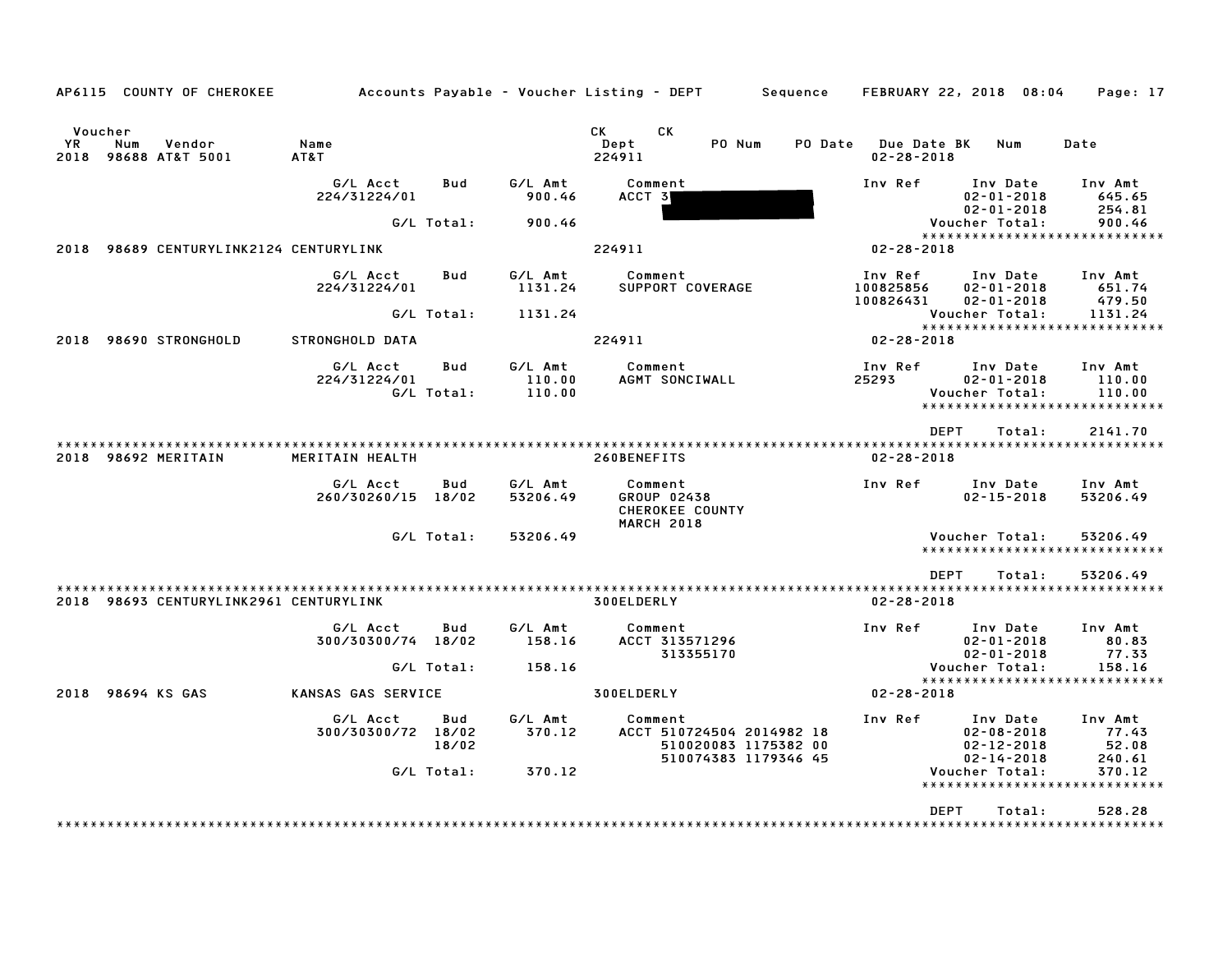AP6115 COUNTY OF CHEROKEE — Accounts Payable - Voucher Listing - DEPT — Sequence — FEBRUARY 22, 2018 08:04

| Voucher YR | Num | Vendor | Name | CK Dept | CK | PO Num | PO Date | Due Date BK | Num | Date |
|---|---|---|---|---|---|---|---|---|---|---|
| 2018 | 98688 | AT&T 5001 | AT&T | 224911 | | | | 02-28-2018 | | |

| G/L Acct | Bud | G/L Amt | Comment | Inv Ref | Inv Date | Inv Amt |
|---|---|---|---|---|---|---|
| 224/31224/01 | | 900.46 | ACCT 3 | | 02-01-2018 | 645.65 |
| | | | | | 02-01-2018 | 254.81 |
| | G/L Total: | 900.46 | | | Voucher Total: | 900.46 |

2018 98689 CENTURYLINK2124 CENTURYLINK — 224911 — 02-28-2018

| G/L Acct | Bud | G/L Amt | Comment | Inv Ref | Inv Date | Inv Amt |
|---|---|---|---|---|---|---|
| 224/31224/01 | | 1131.24 | SUPPORT COVERAGE | 100825856 | 02-01-2018 | 651.74 |
| | | | | 100826431 | 02-01-2018 | 479.50 |
| | G/L Total: | 1131.24 | | | Voucher Total: | 1131.24 |

2018 98690 STRONGHOLD — STRONGHOLD DATA — 224911 — 02-28-2018

| G/L Acct | Bud | G/L Amt | Comment | Inv Ref | Inv Date | Inv Amt |
|---|---|---|---|---|---|---|
| 224/31224/01 | | 110.00 | AGMT SONCIWALL | 25293 | 02-01-2018 | 110.00 |
| | G/L Total: | 110.00 | | | Voucher Total: | 110.00 |

DEPT Total: 2141.70

2018 98692 MERITAIN — MERITAIN HEALTH — 260BENEFITS — 02-28-2018

| G/L Acct | Bud | G/L Amt | Comment | Inv Ref | Inv Date | Inv Amt |
|---|---|---|---|---|---|---|
| 260/30260/15 | 18/02 | 53206.49 | GROUP 02438 CHEROKEE COUNTY MARCH 2018 | | 02-15-2018 | 53206.49 |
| | G/L Total: | 53206.49 | | | Voucher Total: | 53206.49 |

DEPT Total: 53206.49

2018 98693 CENTURYLINK2961 CENTURYLINK — 300ELDERLY — 02-28-2018

| G/L Acct | Bud | G/L Amt | Comment | Inv Ref | Inv Date | Inv Amt |
|---|---|---|---|---|---|---|
| 300/30300/74 | 18/02 | 158.16 | ACCT 313571296 | | 02-01-2018 | 80.83 |
| | | | 313355170 | | 02-01-2018 | 77.33 |
| | G/L Total: | 158.16 | | | Voucher Total: | 158.16 |

2018 98694 KS GAS — KANSAS GAS SERVICE — 300ELDERLY — 02-28-2018

| G/L Acct | Bud | G/L Amt | Comment | Inv Ref | Inv Date | Inv Amt |
|---|---|---|---|---|---|---|
| 300/30300/72 | 18/02 | 370.12 | ACCT 510724504 2014982 18 | | 02-08-2018 | 77.43 |
| | 18/02 | | 510020083 1175382 00 | | 02-12-2018 | 52.08 |
| | | | 510074383 1179346 45 | | 02-14-2018 | 240.61 |
| | G/L Total: | 370.12 | | | Voucher Total: | 370.12 |

DEPT Total: 528.28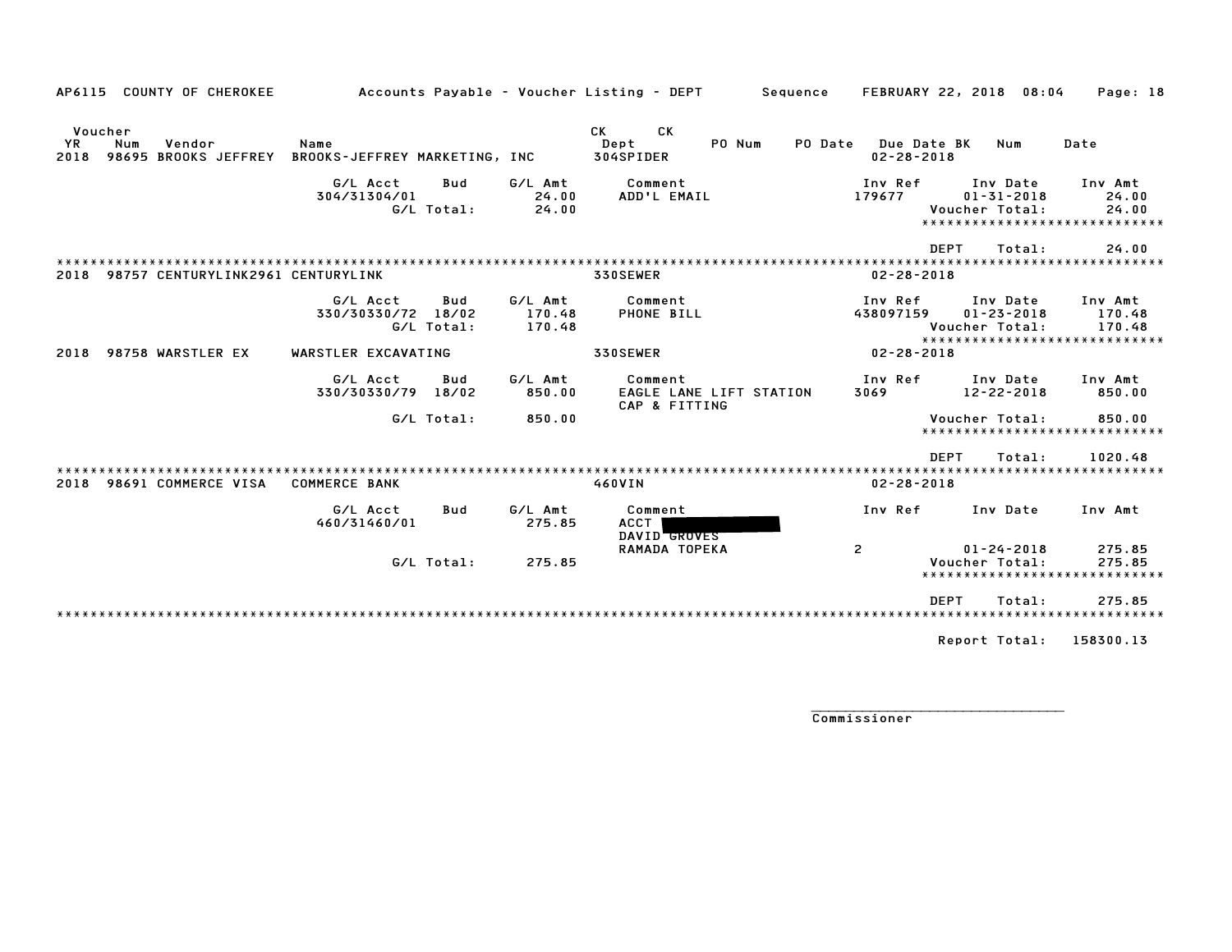AP6115 COUNTY OF CHEROKEE — Accounts Payable - Voucher Listing - DEPT — Sequence — FEBRUARY 22, 2018 08:04

| Voucher YR | Num | Vendor | Name | CK Dept | CK | PO Num | PO Date | Due Date | BK | Num | Date |
|---|---|---|---|---|---|---|---|---|---|---|---|
| 2018 | 98695 | BROOKS JEFFREY | BROOKS-JEFFREY MARKETING, INC | 304SPIDER | | | | 02-28-2018 | | | |

| G/L Acct | Bud | G/L Amt | Comment | Inv Ref | Inv Date | Inv Amt |
|---|---|---|---|---|---|---|
| 304/31304/01 | | 24.00 | ADD'L EMAIL | 179677 | 01-31-2018 | 24.00 |
| | G/L Total: | 24.00 | | | Voucher Total: | 24.00 |

DEPT Total: 24.00

| Voucher YR | Num | Vendor | Name | CK Dept | Due Date |
|---|---|---|---|---|---|
| 2018 | 98757 | CENTURYLINK2961 | CENTURYLINK | 330SEWER | 02-28-2018 |

| G/L Acct | Bud | G/L Amt | Comment | Inv Ref | Inv Date | Inv Amt |
|---|---|---|---|---|---|---|
| 330/30330/72 | 18/02 | 170.48 | PHONE BILL | 438097159 | 01-23-2018 | 170.48 |
| | G/L Total: | 170.48 | | | Voucher Total: | 170.48 |

| Voucher YR | Num | Vendor | Name | CK Dept | Due Date |
|---|---|---|---|---|---|
| 2018 | 98758 | WARSTLER EX | WARSTLER EXCAVATING | 330SEWER | 02-28-2018 |

| G/L Acct | Bud | G/L Amt | Comment | Inv Ref | Inv Date | Inv Amt |
|---|---|---|---|---|---|---|
| 330/30330/79 | 18/02 | 850.00 | EAGLE LANE LIFT STATION CAP & FITTING | 3069 | 12-22-2018 | 850.00 |
| | G/L Total: | 850.00 | | | Voucher Total: | 850.00 |

DEPT Total: 1020.48

| Voucher YR | Num | Vendor | Name | CK Dept | Due Date |
|---|---|---|---|---|---|
| 2018 | 98691 | COMMERCE VISA | COMMERCE BANK | 460VIN | 02-28-2018 |

| G/L Acct | Bud | G/L Amt | Comment | Inv Ref | Inv Date | Inv Amt |
|---|---|---|---|---|---|---|
| 460/31460/01 | | 275.85 | ACCT [REDACTED] DAVID GROVES RAMADA TOPEKA | 2 | 01-24-2018 | 275.85 |
| | G/L Total: | 275.85 | | | Voucher Total: | 275.85 |

DEPT Total: 275.85

Report Total: 158300.13

______________________________
Commissioner